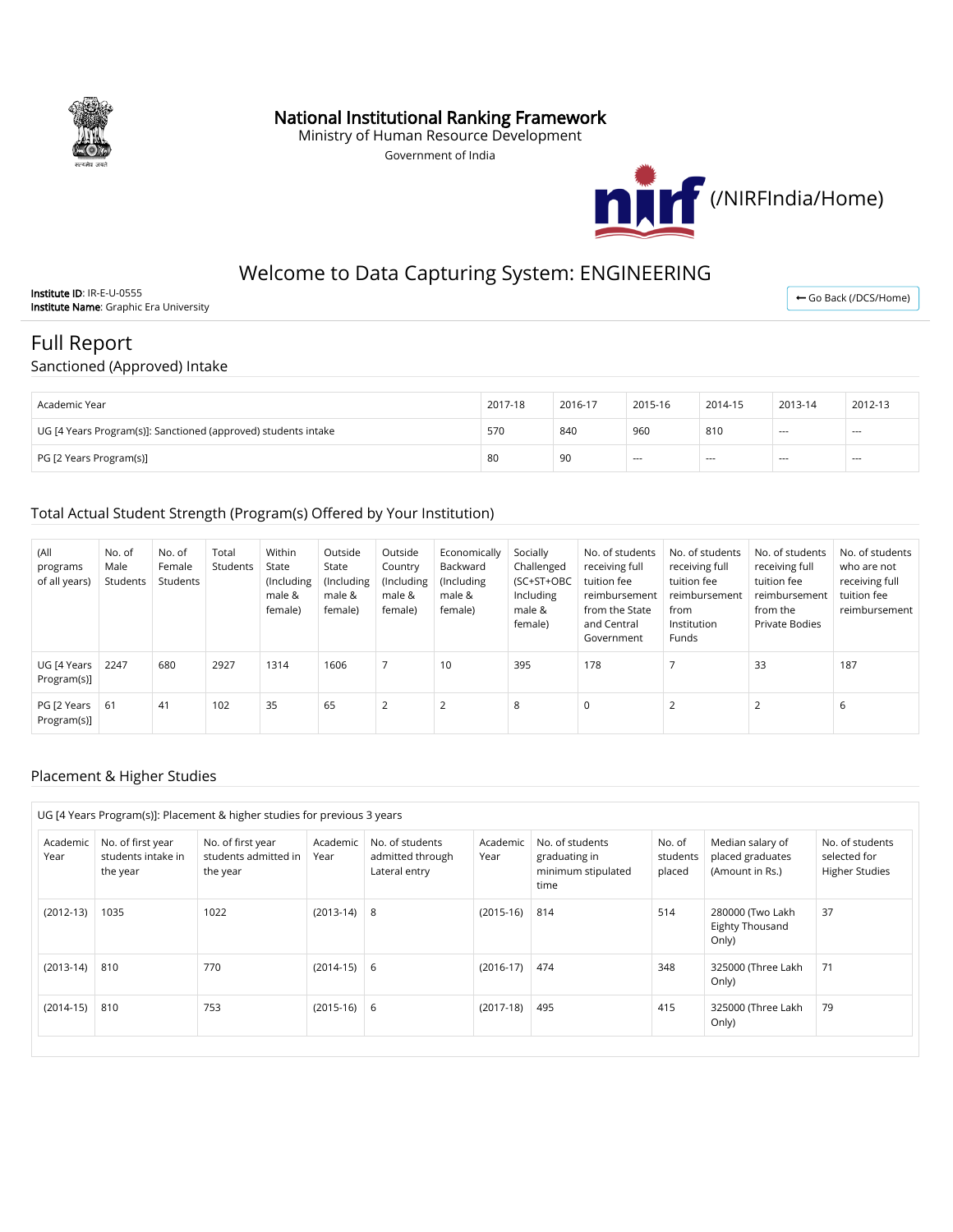# National Institutional Ranking Framework

Ministry of Human Resource Development

Government of India

(/NIRFIndia/Home)

## Welcome to Data Capturing System: ENGINEERING

**Institute ID**: IR-E-U-0555
**Institute Name**: Graphic Era University

Go Back (/DCS/Home)

# Full Report

## Sanctioned (Approved) Intake

| Academic Year | 2017-18 | 2016-17 | 2015-16 | 2014-15 | 2013-14 | 2012-13 |
|---|---|---|---|---|---|---|
| UG [4 Years Program(s)]: Sanctioned (approved) students intake | 570 | 840 | 960 | 810 | --- | --- |
| PG [2 Years Program(s)] | 80 | 90 | --- | --- | --- | --- |

## Total Actual Student Strength (Program(s) Offered by Your Institution)

| (All programs of all years) | No. of Male Students | No. of Female Students | Total Students | Within State (Including male & female) | Outside State (Including male & female) | Outside Country (Including male & female) | Economically Backward (Including male & female) | Socially Challenged (SC+ST+OBC Including male & female) | No. of students receiving full tuition fee reimbursement from the State and Central Government | No. of students receiving full tuition fee reimbursement from Institution Funds | No. of students receiving full tuition fee reimbursement from the Private Bodies | No. of students who are not receiving full tuition fee reimbursement |
|---|---|---|---|---|---|---|---|---|---|---|---|---|
| UG [4 Years Program(s)] | 2247 | 680 | 2927 | 1314 | 1606 | 7 | 10 | 395 | 178 | 7 | 33 | 187 |
| PG [2 Years Program(s)] | 61 | 41 | 102 | 35 | 65 | 2 | 2 | 8 | 0 | 2 | 2 | 6 |

## Placement & Higher Studies

UG [4 Years Program(s)]: Placement & higher studies for previous 3 years

| Academic Year | No. of first year students intake in the year | No. of first year students admitted in the year | Academic Year | No. of students admitted through Lateral entry | Academic Year | No. of students graduating in minimum stipulated time | No. of students placed | Median salary of placed graduates (Amount in Rs.) | No. of students selected for Higher Studies |
|---|---|---|---|---|---|---|---|---|---|
| (2012-13) | 1035 | 1022 | (2013-14) | 8 | (2015-16) | 814 | 514 | 280000 (Two Lakh Eighty Thousand Only) | 37 |
| (2013-14) | 810 | 770 | (2014-15) | 6 | (2016-17) | 474 | 348 | 325000 (Three Lakh Only) | 71 |
| (2014-15) | 810 | 753 | (2015-16) | 6 | (2017-18) | 495 | 415 | 325000 (Three Lakh Only) | 79 |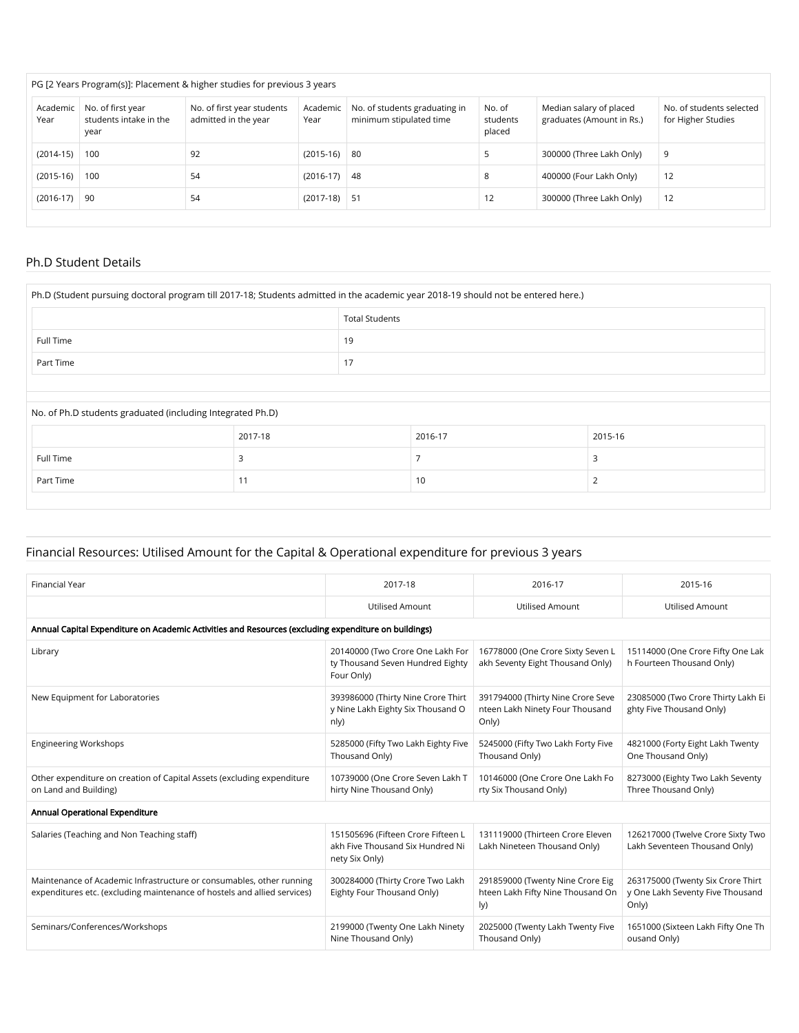| PG [2 Years Program(s)]: Placement & higher studies for previous 3 years | | | | | | | |
|---|---|---|---|---|---|---|---|
| Academic Year | No. of first year students intake in the year | No. of first year students admitted in the year | Academic Year | No. of students graduating in minimum stipulated time | No. of students placed | Median salary of placed graduates (Amount in Rs.) | No. of students selected for Higher Studies |
| (2014-15) | 100 | 92 | (2015-16) | 80 | 5 | 300000 (Three Lakh Only) | 9 |
| (2015-16) | 100 | 54 | (2016-17) | 48 | 8 | 400000 (Four Lakh Only) | 12 |
| (2016-17) | 90 | 54 | (2017-18) | 51 | 12 | 300000 (Three Lakh Only) | 12 |

## Ph.D Student Details

| Ph.D (Student pursuing doctoral program till 2017-18; Students admitted in the academic year 2018-19 should not be entered here.) | |
|---|---|
| | Total Students |
| Full Time | 19 |
| Part Time | 17 |

| No. of Ph.D students graduated (including Integrated Ph.D) | | | |
|---|---|---|---|
| | 2017-18 | 2016-17 | 2015-16 |
| Full Time | 3 | 7 | 3 |
| Part Time | 11 | 10 | 2 |

## Financial Resources: Utilised Amount for the Capital & Operational expenditure for previous 3 years

| Financial Year | 2017-18 | 2016-17 | 2015-16 |
|---|---|---|---|
| | Utilised Amount | Utilised Amount | Utilised Amount |
| **Annual Capital Expenditure on Academic Activities and Resources (excluding expenditure on buildings)** | | | |
| Library | 20140000 (Two Crore One Lakh Forty Thousand Seven Hundred Eighty Four Only) | 16778000 (One Crore Sixty Seven Lakh Seventy Eight Thousand Only) | 15114000 (One Crore Fifty One Lakh Fourteen Thousand Only) |
| New Equipment for Laboratories | 393986000 (Thirty Nine Crore Thirty Nine Lakh Eighty Six Thousand Only) | 391794000 (Thirty Nine Crore Seventeen Lakh Ninety Four Thousand Only) | 23085000 (Two Crore Thirty Lakh Eighty Five Thousand Only) |
| Engineering Workshops | 5285000 (Fifty Two Lakh Eighty Five Thousand Only) | 5245000 (Fifty Two Lakh Forty Five Thousand Only) | 4821000 (Forty Eight Lakh Twenty One Thousand Only) |
| Other expenditure on creation of Capital Assets (excluding expenditure on Land and Building) | 10739000 (One Crore Seven Lakh Thirty Nine Thousand Only) | 10146000 (One Crore One Lakh Forty Six Thousand Only) | 8273000 (Eighty Two Lakh Seventy Three Thousand Only) |
| **Annual Operational Expenditure** | | | |
| Salaries (Teaching and Non Teaching staff) | 151505696 (Fifteen Crore Fifteen Lakh Five Thousand Six Hundred Ninety Six Only) | 131119000 (Thirteen Crore Eleven Lakh Nineteen Thousand Only) | 126217000 (Twelve Crore Sixty Two Lakh Seventeen Thousand Only) |
| Maintenance of Academic Infrastructure or consumables, other running expenditures etc. (excluding maintenance of hostels and allied services) | 300284000 (Thirty Crore Two Lakh Eighty Four Thousand Only) | 291859000 (Twenty Nine Crore Eighteen Lakh Fifty Nine Thousand Only) | 263175000 (Twenty Six Crore Thirty One Lakh Seventy Five Thousand Only) |
| Seminars/Conferences/Workshops | 2199000 (Twenty One Lakh Ninety Nine Thousand Only) | 2025000 (Twenty Lakh Twenty Five Thousand Only) | 1651000 (Sixteen Lakh Fifty One Thousand Only) |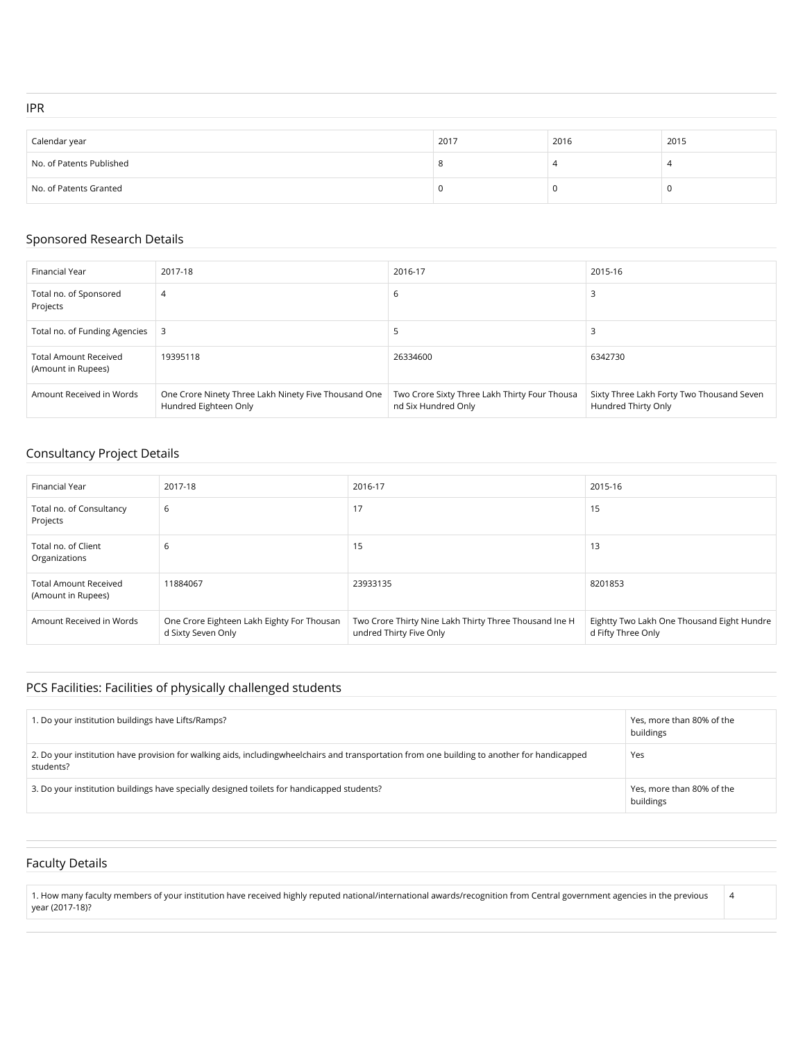## IPR

| Calendar year | 2017 | 2016 | 2015 |
|---|---|---|---|
| No. of Patents Published | 8 | 4 | 4 |
| No. of Patents Granted | 0 | 0 | 0 |

## Sponsored Research Details

| Financial Year | 2017-18 | 2016-17 | 2015-16 |
|---|---|---|---|
| Total no. of Sponsored Projects | 4 | 6 | 3 |
| Total no. of Funding Agencies | 3 | 5 | 3 |
| Total Amount Received (Amount in Rupees) | 19395118 | 26334600 | 6342730 |
| Amount Received in Words | One Crore Ninety Three Lakh Ninety Five Thousand One Hundred Eighteen Only | Two Crore Sixty Three Lakh Thirty Four Thousand Six Hundred Only | Sixty Three Lakh Forty Two Thousand Seven Hundred Thirty Only |

## Consultancy Project Details

| Financial Year | 2017-18 | 2016-17 | 2015-16 |
|---|---|---|---|
| Total no. of Consultancy Projects | 6 | 17 | 15 |
| Total no. of Client Organizations | 6 | 15 | 13 |
| Total Amount Received (Amount in Rupees) | 11884067 | 23933135 | 8201853 |
| Amount Received in Words | One Crore Eighteen Lakh Eighty For Thousand Sixty Seven Only | Two Crore Thirty Nine Lakh Thirty Three Thousand Ine Hundred Thirty Five Only | Eightty Two Lakh One Thousand Eight Hundred Fifty Three Only |

## PCS Facilities: Facilities of physically challenged students

| | |
|---|---|
| 1. Do your institution buildings have Lifts/Ramps? | Yes, more than 80% of the buildings |
| 2. Do your institution have provision for walking aids, includingwheelchairs and transportation from one building to another for handicapped students? | Yes |
| 3. Do your institution buildings have specially designed toilets for handicapped students? | Yes, more than 80% of the buildings |

## Faculty Details

| | |
|---|---|
| 1. How many faculty members of your institution have received highly reputed national/international awards/recognition from Central government agencies in the previous year (2017-18)? | 4 |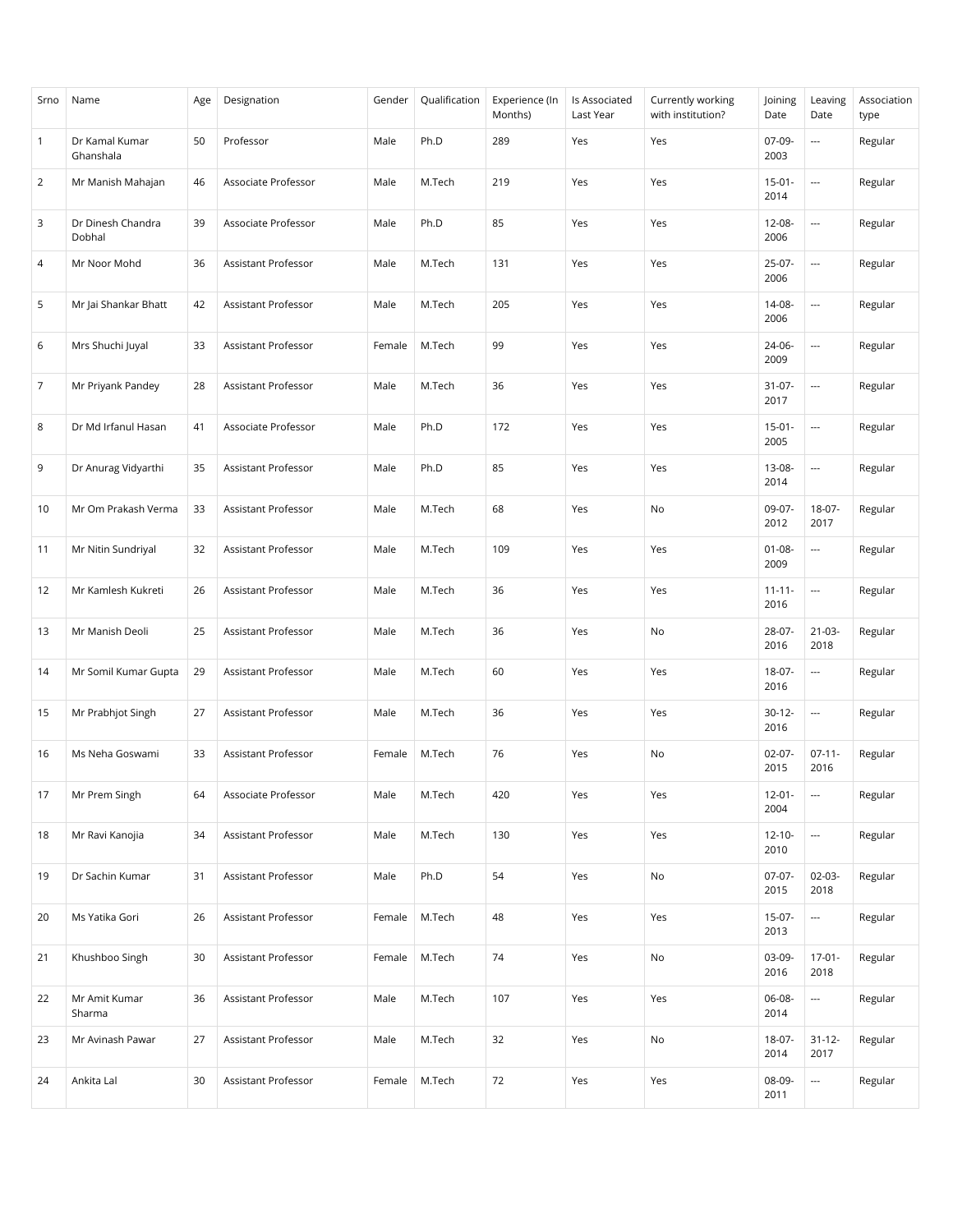| Srno | Name | Age | Designation | Gender | Qualification | Experience (In Months) | Is Associated Last Year | Currently working with institution? | Joining Date | Leaving Date | Association type |
|---|---|---|---|---|---|---|---|---|---|---|---|
| 1 | Dr Kamal Kumar Ghanshala | 50 | Professor | Male | Ph.D | 289 | Yes | Yes | 07-09-2003 | --- | Regular |
| 2 | Mr Manish Mahajan | 46 | Associate Professor | Male | M.Tech | 219 | Yes | Yes | 15-01-2014 | --- | Regular |
| 3 | Dr Dinesh Chandra Dobhal | 39 | Associate Professor | Male | Ph.D | 85 | Yes | Yes | 12-08-2006 | --- | Regular |
| 4 | Mr Noor Mohd | 36 | Assistant Professor | Male | M.Tech | 131 | Yes | Yes | 25-07-2006 | --- | Regular |
| 5 | Mr Jai Shankar Bhatt | 42 | Assistant Professor | Male | M.Tech | 205 | Yes | Yes | 14-08-2006 | --- | Regular |
| 6 | Mrs Shuchi Juyal | 33 | Assistant Professor | Female | M.Tech | 99 | Yes | Yes | 24-06-2009 | --- | Regular |
| 7 | Mr Priyank Pandey | 28 | Assistant Professor | Male | M.Tech | 36 | Yes | Yes | 31-07-2017 | --- | Regular |
| 8 | Dr Md Irfanul Hasan | 41 | Associate Professor | Male | Ph.D | 172 | Yes | Yes | 15-01-2005 | --- | Regular |
| 9 | Dr Anurag Vidyarthi | 35 | Assistant Professor | Male | Ph.D | 85 | Yes | Yes | 13-08-2014 | --- | Regular |
| 10 | Mr Om Prakash Verma | 33 | Assistant Professor | Male | M.Tech | 68 | Yes | No | 09-07-2012 | 18-07-2017 | Regular |
| 11 | Mr Nitin Sundriyal | 32 | Assistant Professor | Male | M.Tech | 109 | Yes | Yes | 01-08-2009 | --- | Regular |
| 12 | Mr Kamlesh Kukreti | 26 | Assistant Professor | Male | M.Tech | 36 | Yes | Yes | 11-11-2016 | --- | Regular |
| 13 | Mr Manish Deoli | 25 | Assistant Professor | Male | M.Tech | 36 | Yes | No | 28-07-2016 | 21-03-2018 | Regular |
| 14 | Mr Somil Kumar Gupta | 29 | Assistant Professor | Male | M.Tech | 60 | Yes | Yes | 18-07-2016 | --- | Regular |
| 15 | Mr Prabhjot Singh | 27 | Assistant Professor | Male | M.Tech | 36 | Yes | Yes | 30-12-2016 | --- | Regular |
| 16 | Ms Neha Goswami | 33 | Assistant Professor | Female | M.Tech | 76 | Yes | No | 02-07-2015 | 07-11-2016 | Regular |
| 17 | Mr Prem Singh | 64 | Associate Professor | Male | M.Tech | 420 | Yes | Yes | 12-01-2004 | --- | Regular |
| 18 | Mr Ravi Kanojia | 34 | Assistant Professor | Male | M.Tech | 130 | Yes | Yes | 12-10-2010 | --- | Regular |
| 19 | Dr Sachin Kumar | 31 | Assistant Professor | Male | Ph.D | 54 | Yes | No | 07-07-2015 | 02-03-2018 | Regular |
| 20 | Ms Yatika Gori | 26 | Assistant Professor | Female | M.Tech | 48 | Yes | Yes | 15-07-2013 | --- | Regular |
| 21 | Khushboo Singh | 30 | Assistant Professor | Female | M.Tech | 74 | Yes | No | 03-09-2016 | 17-01-2018 | Regular |
| 22 | Mr Amit Kumar Sharma | 36 | Assistant Professor | Male | M.Tech | 107 | Yes | Yes | 06-08-2014 | --- | Regular |
| 23 | Mr Avinash Pawar | 27 | Assistant Professor | Male | M.Tech | 32 | Yes | No | 18-07-2014 | 31-12-2017 | Regular |
| 24 | Ankita Lal | 30 | Assistant Professor | Female | M.Tech | 72 | Yes | Yes | 08-09-2011 | --- | Regular |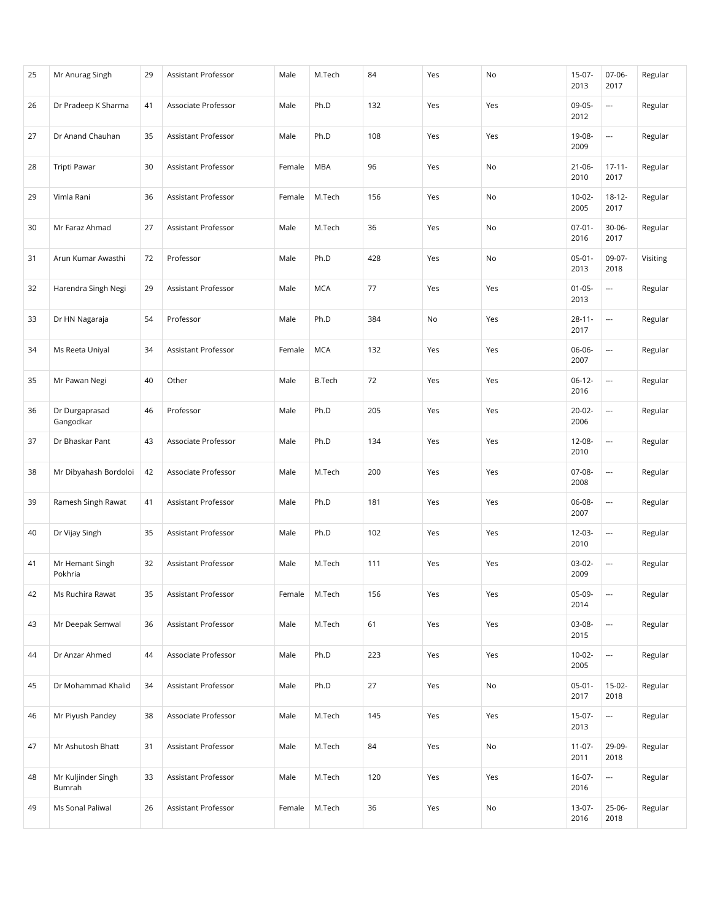| | | | | | | | | | | | |
|---|---|---|---|---|---|---|---|---|---|---|---|
| 25 | Mr Anurag Singh | 29 | Assistant Professor | Male | M.Tech | 84 | Yes | No | 15-07-2013 | 07-06-2017 | Regular |
| 26 | Dr Pradeep K Sharma | 41 | Associate Professor | Male | Ph.D | 132 | Yes | Yes | 09-05-2012 | --- | Regular |
| 27 | Dr Anand Chauhan | 35 | Assistant Professor | Male | Ph.D | 108 | Yes | Yes | 19-08-2009 | --- | Regular |
| 28 | Tripti Pawar | 30 | Assistant Professor | Female | MBA | 96 | Yes | No | 21-06-2010 | 17-11-2017 | Regular |
| 29 | Vimla Rani | 36 | Assistant Professor | Female | M.Tech | 156 | Yes | No | 10-02-2005 | 18-12-2017 | Regular |
| 30 | Mr Faraz Ahmad | 27 | Assistant Professor | Male | M.Tech | 36 | Yes | No | 07-01-2016 | 30-06-2017 | Regular |
| 31 | Arun Kumar Awasthi | 72 | Professor | Male | Ph.D | 428 | Yes | No | 05-01-2013 | 09-07-2018 | Visiting |
| 32 | Harendra Singh Negi | 29 | Assistant Professor | Male | MCA | 77 | Yes | Yes | 01-05-2013 | --- | Regular |
| 33 | Dr HN Nagaraja | 54 | Professor | Male | Ph.D | 384 | No | Yes | 28-11-2017 | --- | Regular |
| 34 | Ms Reeta Uniyal | 34 | Assistant Professor | Female | MCA | 132 | Yes | Yes | 06-06-2007 | --- | Regular |
| 35 | Mr Pawan Negi | 40 | Other | Male | B.Tech | 72 | Yes | Yes | 06-12-2016 | --- | Regular |
| 36 | Dr Durgaprasad Gangodkar | 46 | Professor | Male | Ph.D | 205 | Yes | Yes | 20-02-2006 | --- | Regular |
| 37 | Dr Bhaskar Pant | 43 | Associate Professor | Male | Ph.D | 134 | Yes | Yes | 12-08-2010 | --- | Regular |
| 38 | Mr Dibyahash Bordoloi | 42 | Associate Professor | Male | M.Tech | 200 | Yes | Yes | 07-08-2008 | --- | Regular |
| 39 | Ramesh Singh Rawat | 41 | Assistant Professor | Male | Ph.D | 181 | Yes | Yes | 06-08-2007 | --- | Regular |
| 40 | Dr Vijay Singh | 35 | Assistant Professor | Male | Ph.D | 102 | Yes | Yes | 12-03-2010 | --- | Regular |
| 41 | Mr Hemant Singh Pokhria | 32 | Assistant Professor | Male | M.Tech | 111 | Yes | Yes | 03-02-2009 | --- | Regular |
| 42 | Ms Ruchira Rawat | 35 | Assistant Professor | Female | M.Tech | 156 | Yes | Yes | 05-09-2014 | --- | Regular |
| 43 | Mr Deepak Semwal | 36 | Assistant Professor | Male | M.Tech | 61 | Yes | Yes | 03-08-2015 | --- | Regular |
| 44 | Dr Anzar Ahmed | 44 | Associate Professor | Male | Ph.D | 223 | Yes | Yes | 10-02-2005 | --- | Regular |
| 45 | Dr Mohammad Khalid | 34 | Assistant Professor | Male | Ph.D | 27 | Yes | No | 05-01-2017 | 15-02-2018 | Regular |
| 46 | Mr Piyush Pandey | 38 | Associate Professor | Male | M.Tech | 145 | Yes | Yes | 15-07-2013 | --- | Regular |
| 47 | Mr Ashutosh Bhatt | 31 | Assistant Professor | Male | M.Tech | 84 | Yes | No | 11-07-2011 | 29-09-2018 | Regular |
| 48 | Mr Kuljinder Singh Bumrah | 33 | Assistant Professor | Male | M.Tech | 120 | Yes | Yes | 16-07-2016 | --- | Regular |
| 49 | Ms Sonal Paliwal | 26 | Assistant Professor | Female | M.Tech | 36 | Yes | No | 13-07-2016 | 25-06-2018 | Regular |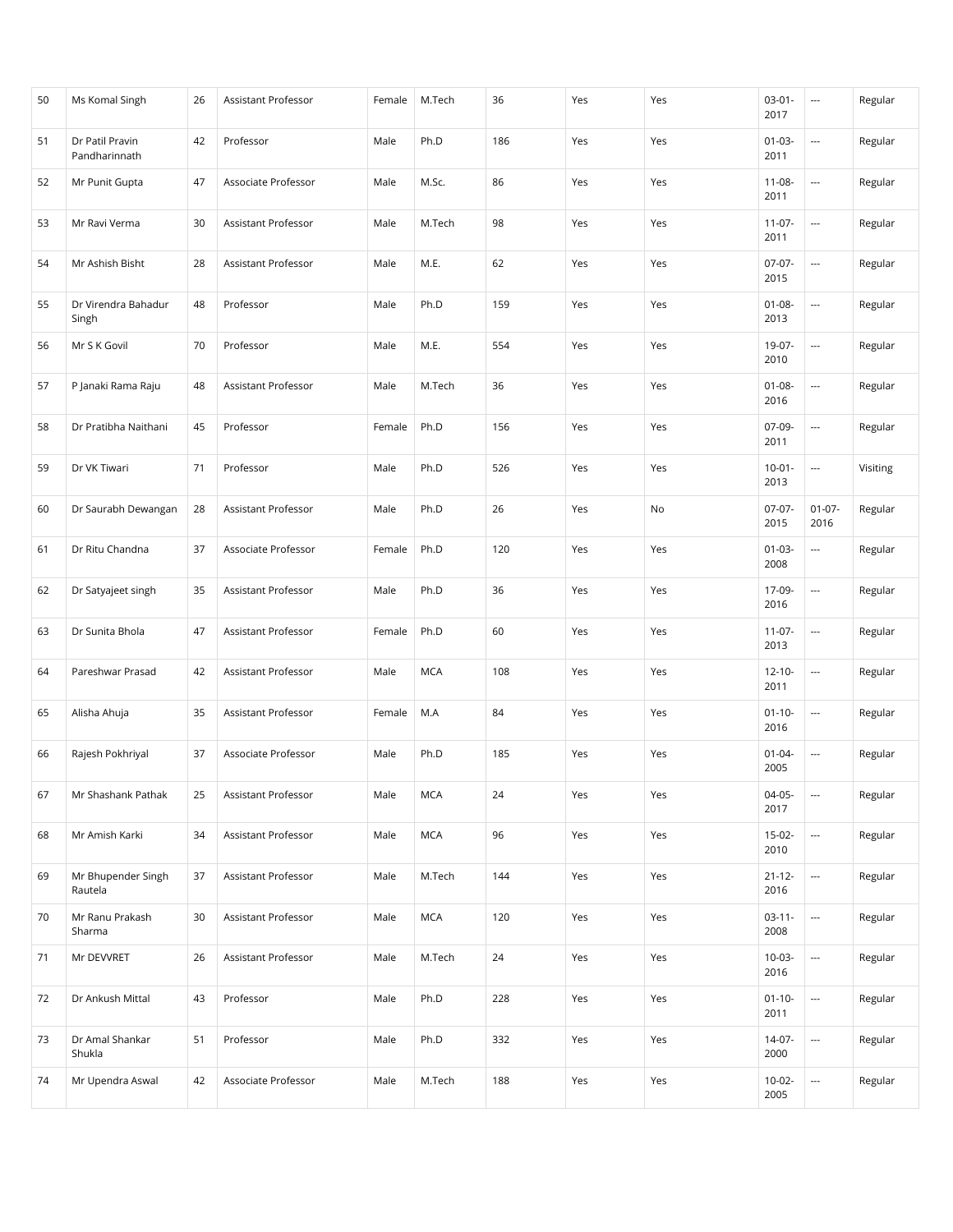| | | | | | | | | | | | |
|---|---|---|---|---|---|---|---|---|---|---|---|
| 50 | Ms Komal Singh | 26 | Assistant Professor | Female | M.Tech | 36 | Yes | Yes | 03-01-2017 | --- | Regular |
| 51 | Dr Patil Pravin Pandharinnath | 42 | Professor | Male | Ph.D | 186 | Yes | Yes | 01-03-2011 | --- | Regular |
| 52 | Mr Punit Gupta | 47 | Associate Professor | Male | M.Sc. | 86 | Yes | Yes | 11-08-2011 | --- | Regular |
| 53 | Mr Ravi Verma | 30 | Assistant Professor | Male | M.Tech | 98 | Yes | Yes | 11-07-2011 | --- | Regular |
| 54 | Mr Ashish Bisht | 28 | Assistant Professor | Male | M.E. | 62 | Yes | Yes | 07-07-2015 | --- | Regular |
| 55 | Dr Virendra Bahadur Singh | 48 | Professor | Male | Ph.D | 159 | Yes | Yes | 01-08-2013 | --- | Regular |
| 56 | Mr S K Govil | 70 | Professor | Male | M.E. | 554 | Yes | Yes | 19-07-2010 | --- | Regular |
| 57 | P Janaki Rama Raju | 48 | Assistant Professor | Male | M.Tech | 36 | Yes | Yes | 01-08-2016 | --- | Regular |
| 58 | Dr Pratibha Naithani | 45 | Professor | Female | Ph.D | 156 | Yes | Yes | 07-09-2011 | --- | Regular |
| 59 | Dr VK Tiwari | 71 | Professor | Male | Ph.D | 526 | Yes | Yes | 10-01-2013 | --- | Visiting |
| 60 | Dr Saurabh Dewangan | 28 | Assistant Professor | Male | Ph.D | 26 | Yes | No | 07-07-2015 | 01-07-2016 | Regular |
| 61 | Dr Ritu Chandna | 37 | Associate Professor | Female | Ph.D | 120 | Yes | Yes | 01-03-2008 | --- | Regular |
| 62 | Dr Satyajeet singh | 35 | Assistant Professor | Male | Ph.D | 36 | Yes | Yes | 17-09-2016 | --- | Regular |
| 63 | Dr Sunita Bhola | 47 | Assistant Professor | Female | Ph.D | 60 | Yes | Yes | 11-07-2013 | --- | Regular |
| 64 | Pareshwar Prasad | 42 | Assistant Professor | Male | MCA | 108 | Yes | Yes | 12-10-2011 | --- | Regular |
| 65 | Alisha Ahuja | 35 | Assistant Professor | Female | M.A | 84 | Yes | Yes | 01-10-2016 | --- | Regular |
| 66 | Rajesh Pokhriyal | 37 | Associate Professor | Male | Ph.D | 185 | Yes | Yes | 01-04-2005 | --- | Regular |
| 67 | Mr Shashank Pathak | 25 | Assistant Professor | Male | MCA | 24 | Yes | Yes | 04-05-2017 | --- | Regular |
| 68 | Mr Amish Karki | 34 | Assistant Professor | Male | MCA | 96 | Yes | Yes | 15-02-2010 | --- | Regular |
| 69 | Mr Bhupender Singh Rautela | 37 | Assistant Professor | Male | M.Tech | 144 | Yes | Yes | 21-12-2016 | --- | Regular |
| 70 | Mr Ranu Prakash Sharma | 30 | Assistant Professor | Male | MCA | 120 | Yes | Yes | 03-11-2008 | --- | Regular |
| 71 | Mr DEVVRET | 26 | Assistant Professor | Male | M.Tech | 24 | Yes | Yes | 10-03-2016 | --- | Regular |
| 72 | Dr Ankush Mittal | 43 | Professor | Male | Ph.D | 228 | Yes | Yes | 01-10-2011 | --- | Regular |
| 73 | Dr Amal Shankar Shukla | 51 | Professor | Male | Ph.D | 332 | Yes | Yes | 14-07-2000 | --- | Regular |
| 74 | Mr Upendra Aswal | 42 | Associate Professor | Male | M.Tech | 188 | Yes | Yes | 10-02-2005 | --- | Regular |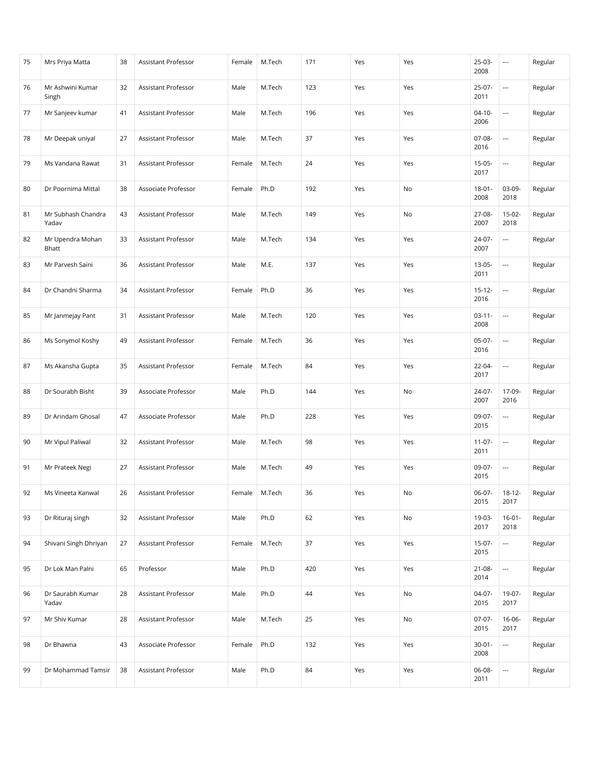| | | | | | | | | | | | |
|---|---|---|---|---|---|---|---|---|---|---|---|
| 75 | Mrs Priya Matta | 38 | Assistant Professor | Female | M.Tech | 171 | Yes | Yes | 25-03-2008 | --- | Regular |
| 76 | Mr Ashwini Kumar Singh | 32 | Assistant Professor | Male | M.Tech | 123 | Yes | Yes | 25-07-2011 | --- | Regular |
| 77 | Mr Sanjeev kumar | 41 | Assistant Professor | Male | M.Tech | 196 | Yes | Yes | 04-10-2006 | --- | Regular |
| 78 | Mr Deepak uniyal | 27 | Assistant Professor | Male | M.Tech | 37 | Yes | Yes | 07-08-2016 | --- | Regular |
| 79 | Ms Vandana Rawat | 31 | Assistant Professor | Female | M.Tech | 24 | Yes | Yes | 15-05-2017 | --- | Regular |
| 80 | Dr Poornima Mittal | 38 | Associate Professor | Female | Ph.D | 192 | Yes | No | 18-01-2008 | 03-09-2018 | Regular |
| 81 | Mr Subhash Chandra Yadav | 43 | Assistant Professor | Male | M.Tech | 149 | Yes | No | 27-08-2007 | 15-02-2018 | Regular |
| 82 | Mr Upendra Mohan Bhatt | 33 | Assistant Professor | Male | M.Tech | 134 | Yes | Yes | 24-07-2007 | --- | Regular |
| 83 | Mr Parvesh Saini | 36 | Assistant Professor | Male | M.E. | 137 | Yes | Yes | 13-05-2011 | --- | Regular |
| 84 | Dr Chandni Sharma | 34 | Assistant Professor | Female | Ph.D | 36 | Yes | Yes | 15-12-2016 | --- | Regular |
| 85 | Mr Janmejay Pant | 31 | Assistant Professor | Male | M.Tech | 120 | Yes | Yes | 03-11-2008 | --- | Regular |
| 86 | Ms Sonymol Koshy | 49 | Assistant Professor | Female | M.Tech | 36 | Yes | Yes | 05-07-2016 | --- | Regular |
| 87 | Ms Akansha Gupta | 35 | Assistant Professor | Female | M.Tech | 84 | Yes | Yes | 22-04-2017 | --- | Regular |
| 88 | Dr Sourabh Bisht | 39 | Associate Professor | Male | Ph.D | 144 | Yes | No | 24-07-2007 | 17-09-2016 | Regular |
| 89 | Dr Arindam Ghosal | 47 | Associate Professor | Male | Ph.D | 228 | Yes | Yes | 09-07-2015 | --- | Regular |
| 90 | Mr Vipul Paliwal | 32 | Assistant Professor | Male | M.Tech | 98 | Yes | Yes | 11-07-2011 | --- | Regular |
| 91 | Mr Prateek Negi | 27 | Assistant Professor | Male | M.Tech | 49 | Yes | Yes | 09-07-2015 | --- | Regular |
| 92 | Ms Vineeta Kanwal | 26 | Assistant Professor | Female | M.Tech | 36 | Yes | No | 06-07-2015 | 18-12-2017 | Regular |
| 93 | Dr Rituraj singh | 32 | Assistant Professor | Male | Ph.D | 62 | Yes | No | 19-03-2017 | 16-01-2018 | Regular |
| 94 | Shivani Singh Dhriyan | 27 | Assistant Professor | Female | M.Tech | 37 | Yes | Yes | 15-07-2015 | --- | Regular |
| 95 | Dr Lok Man Palni | 65 | Professor | Male | Ph.D | 420 | Yes | Yes | 21-08-2014 | --- | Regular |
| 96 | Dr Saurabh Kumar Yadav | 28 | Assistant Professor | Male | Ph.D | 44 | Yes | No | 04-07-2015 | 19-07-2017 | Regular |
| 97 | Mr Shiv Kumar | 28 | Assistant Professor | Male | M.Tech | 25 | Yes | No | 07-07-2015 | 16-06-2017 | Regular |
| 98 | Dr Bhawna | 43 | Associate Professor | Female | Ph.D | 132 | Yes | Yes | 30-01-2008 | --- | Regular |
| 99 | Dr Mohammad Tamsir | 38 | Assistant Professor | Male | Ph.D | 84 | Yes | Yes | 06-08-2011 | --- | Regular |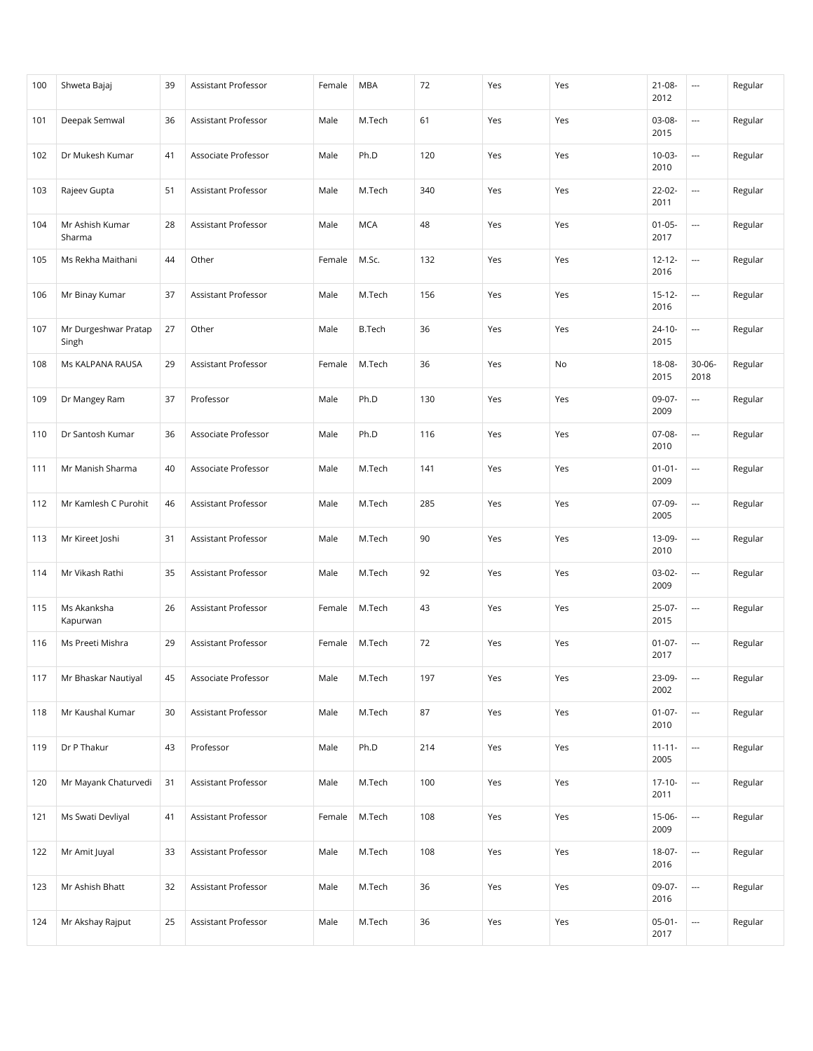| | | | | | | | | | | | |
|---|---|---|---|---|---|---|---|---|---|---|---|
| 100 | Shweta Bajaj | 39 | Assistant Professor | Female | MBA | 72 | Yes | Yes | 21-08-2012 | --- | Regular |
| 101 | Deepak Semwal | 36 | Assistant Professor | Male | M.Tech | 61 | Yes | Yes | 03-08-2015 | --- | Regular |
| 102 | Dr Mukesh Kumar | 41 | Associate Professor | Male | Ph.D | 120 | Yes | Yes | 10-03-2010 | --- | Regular |
| 103 | Rajeev Gupta | 51 | Assistant Professor | Male | M.Tech | 340 | Yes | Yes | 22-02-2011 | --- | Regular |
| 104 | Mr Ashish Kumar Sharma | 28 | Assistant Professor | Male | MCA | 48 | Yes | Yes | 01-05-2017 | --- | Regular |
| 105 | Ms Rekha Maithani | 44 | Other | Female | M.Sc. | 132 | Yes | Yes | 12-12-2016 | --- | Regular |
| 106 | Mr Binay Kumar | 37 | Assistant Professor | Male | M.Tech | 156 | Yes | Yes | 15-12-2016 | --- | Regular |
| 107 | Mr Durgeshwar Pratap Singh | 27 | Other | Male | B.Tech | 36 | Yes | Yes | 24-10-2015 | --- | Regular |
| 108 | Ms KALPANA RAUSA | 29 | Assistant Professor | Female | M.Tech | 36 | Yes | No | 18-08-2015 | 30-06-2018 | Regular |
| 109 | Dr Mangey Ram | 37 | Professor | Male | Ph.D | 130 | Yes | Yes | 09-07-2009 | --- | Regular |
| 110 | Dr Santosh Kumar | 36 | Associate Professor | Male | Ph.D | 116 | Yes | Yes | 07-08-2010 | --- | Regular |
| 111 | Mr Manish Sharma | 40 | Associate Professor | Male | M.Tech | 141 | Yes | Yes | 01-01-2009 | --- | Regular |
| 112 | Mr Kamlesh C Purohit | 46 | Assistant Professor | Male | M.Tech | 285 | Yes | Yes | 07-09-2005 | --- | Regular |
| 113 | Mr Kireet Joshi | 31 | Assistant Professor | Male | M.Tech | 90 | Yes | Yes | 13-09-2010 | --- | Regular |
| 114 | Mr Vikash Rathi | 35 | Assistant Professor | Male | M.Tech | 92 | Yes | Yes | 03-02-2009 | --- | Regular |
| 115 | Ms Akanksha Kapurwan | 26 | Assistant Professor | Female | M.Tech | 43 | Yes | Yes | 25-07-2015 | --- | Regular |
| 116 | Ms Preeti Mishra | 29 | Assistant Professor | Female | M.Tech | 72 | Yes | Yes | 01-07-2017 | --- | Regular |
| 117 | Mr Bhaskar Nautiyal | 45 | Associate Professor | Male | M.Tech | 197 | Yes | Yes | 23-09-2002 | --- | Regular |
| 118 | Mr Kaushal Kumar | 30 | Assistant Professor | Male | M.Tech | 87 | Yes | Yes | 01-07-2010 | --- | Regular |
| 119 | Dr P Thakur | 43 | Professor | Male | Ph.D | 214 | Yes | Yes | 11-11-2005 | --- | Regular |
| 120 | Mr Mayank Chaturvedi | 31 | Assistant Professor | Male | M.Tech | 100 | Yes | Yes | 17-10-2011 | --- | Regular |
| 121 | Ms Swati Devliyal | 41 | Assistant Professor | Female | M.Tech | 108 | Yes | Yes | 15-06-2009 | --- | Regular |
| 122 | Mr Amit Juyal | 33 | Assistant Professor | Male | M.Tech | 108 | Yes | Yes | 18-07-2016 | --- | Regular |
| 123 | Mr Ashish Bhatt | 32 | Assistant Professor | Male | M.Tech | 36 | Yes | Yes | 09-07-2016 | --- | Regular |
| 124 | Mr Akshay Rajput | 25 | Assistant Professor | Male | M.Tech | 36 | Yes | Yes | 05-01-2017 | --- | Regular |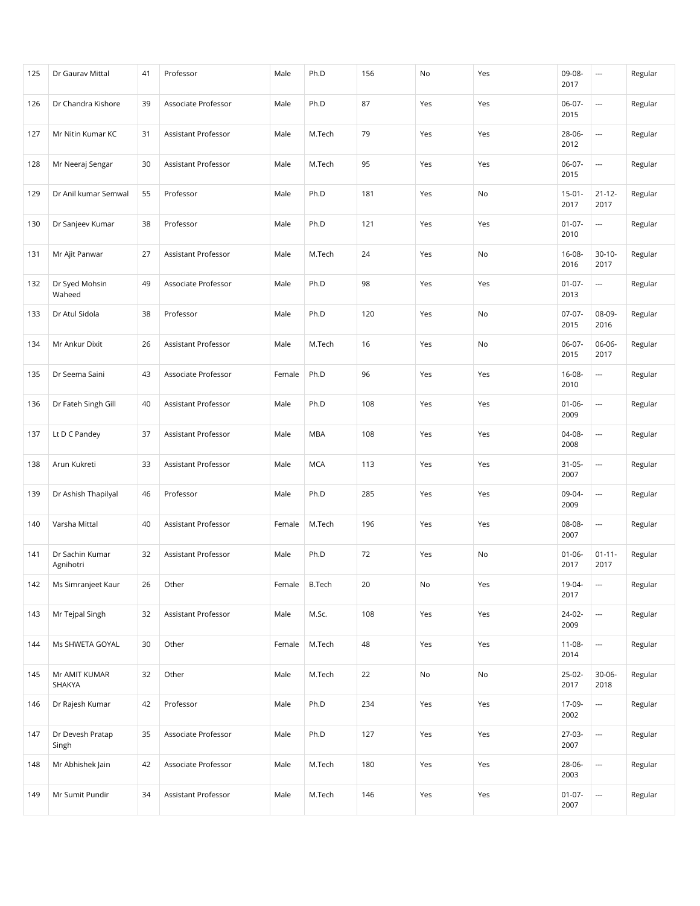| | | | | | | | | | | | |
|---|---|---|---|---|---|---|---|---|---|---|---|
| 125 | Dr Gaurav Mittal | 41 | Professor | Male | Ph.D | 156 | No | Yes | 09-08-2017 | --- | Regular |
| 126 | Dr Chandra Kishore | 39 | Associate Professor | Male | Ph.D | 87 | Yes | Yes | 06-07-2015 | --- | Regular |
| 127 | Mr Nitin Kumar KC | 31 | Assistant Professor | Male | M.Tech | 79 | Yes | Yes | 28-06-2012 | --- | Regular |
| 128 | Mr Neeraj Sengar | 30 | Assistant Professor | Male | M.Tech | 95 | Yes | Yes | 06-07-2015 | --- | Regular |
| 129 | Dr Anil kumar Semwal | 55 | Professor | Male | Ph.D | 181 | Yes | No | 15-01-2017 | 21-12-2017 | Regular |
| 130 | Dr Sanjeev Kumar | 38 | Professor | Male | Ph.D | 121 | Yes | Yes | 01-07-2010 | --- | Regular |
| 131 | Mr Ajit Panwar | 27 | Assistant Professor | Male | M.Tech | 24 | Yes | No | 16-08-2016 | 30-10-2017 | Regular |
| 132 | Dr Syed Mohsin Waheed | 49 | Associate Professor | Male | Ph.D | 98 | Yes | Yes | 01-07-2013 | --- | Regular |
| 133 | Dr Atul Sidola | 38 | Professor | Male | Ph.D | 120 | Yes | No | 07-07-2015 | 08-09-2016 | Regular |
| 134 | Mr Ankur Dixit | 26 | Assistant Professor | Male | M.Tech | 16 | Yes | No | 06-07-2015 | 06-06-2017 | Regular |
| 135 | Dr Seema Saini | 43 | Associate Professor | Female | Ph.D | 96 | Yes | Yes | 16-08-2010 | --- | Regular |
| 136 | Dr Fateh Singh Gill | 40 | Assistant Professor | Male | Ph.D | 108 | Yes | Yes | 01-06-2009 | --- | Regular |
| 137 | Lt D C Pandey | 37 | Assistant Professor | Male | MBA | 108 | Yes | Yes | 04-08-2008 | --- | Regular |
| 138 | Arun Kukreti | 33 | Assistant Professor | Male | MCA | 113 | Yes | Yes | 31-05-2007 | --- | Regular |
| 139 | Dr Ashish Thapilyal | 46 | Professor | Male | Ph.D | 285 | Yes | Yes | 09-04-2009 | --- | Regular |
| 140 | Varsha Mittal | 40 | Assistant Professor | Female | M.Tech | 196 | Yes | Yes | 08-08-2007 | --- | Regular |
| 141 | Dr Sachin Kumar Agnihotri | 32 | Assistant Professor | Male | Ph.D | 72 | Yes | No | 01-06-2017 | 01-11-2017 | Regular |
| 142 | Ms Simranjeet Kaur | 26 | Other | Female | B.Tech | 20 | No | Yes | 19-04-2017 | --- | Regular |
| 143 | Mr Tejpal Singh | 32 | Assistant Professor | Male | M.Sc. | 108 | Yes | Yes | 24-02-2009 | --- | Regular |
| 144 | Ms SHWETA GOYAL | 30 | Other | Female | M.Tech | 48 | Yes | Yes | 11-08-2014 | --- | Regular |
| 145 | Mr AMIT KUMAR SHAKYA | 32 | Other | Male | M.Tech | 22 | No | No | 25-02-2017 | 30-06-2018 | Regular |
| 146 | Dr Rajesh Kumar | 42 | Professor | Male | Ph.D | 234 | Yes | Yes | 17-09-2002 | --- | Regular |
| 147 | Dr Devesh Pratap Singh | 35 | Associate Professor | Male | Ph.D | 127 | Yes | Yes | 27-03-2007 | --- | Regular |
| 148 | Mr Abhishek Jain | 42 | Associate Professor | Male | M.Tech | 180 | Yes | Yes | 28-06-2003 | --- | Regular |
| 149 | Mr Sumit Pundir | 34 | Assistant Professor | Male | M.Tech | 146 | Yes | Yes | 01-07-2007 | --- | Regular |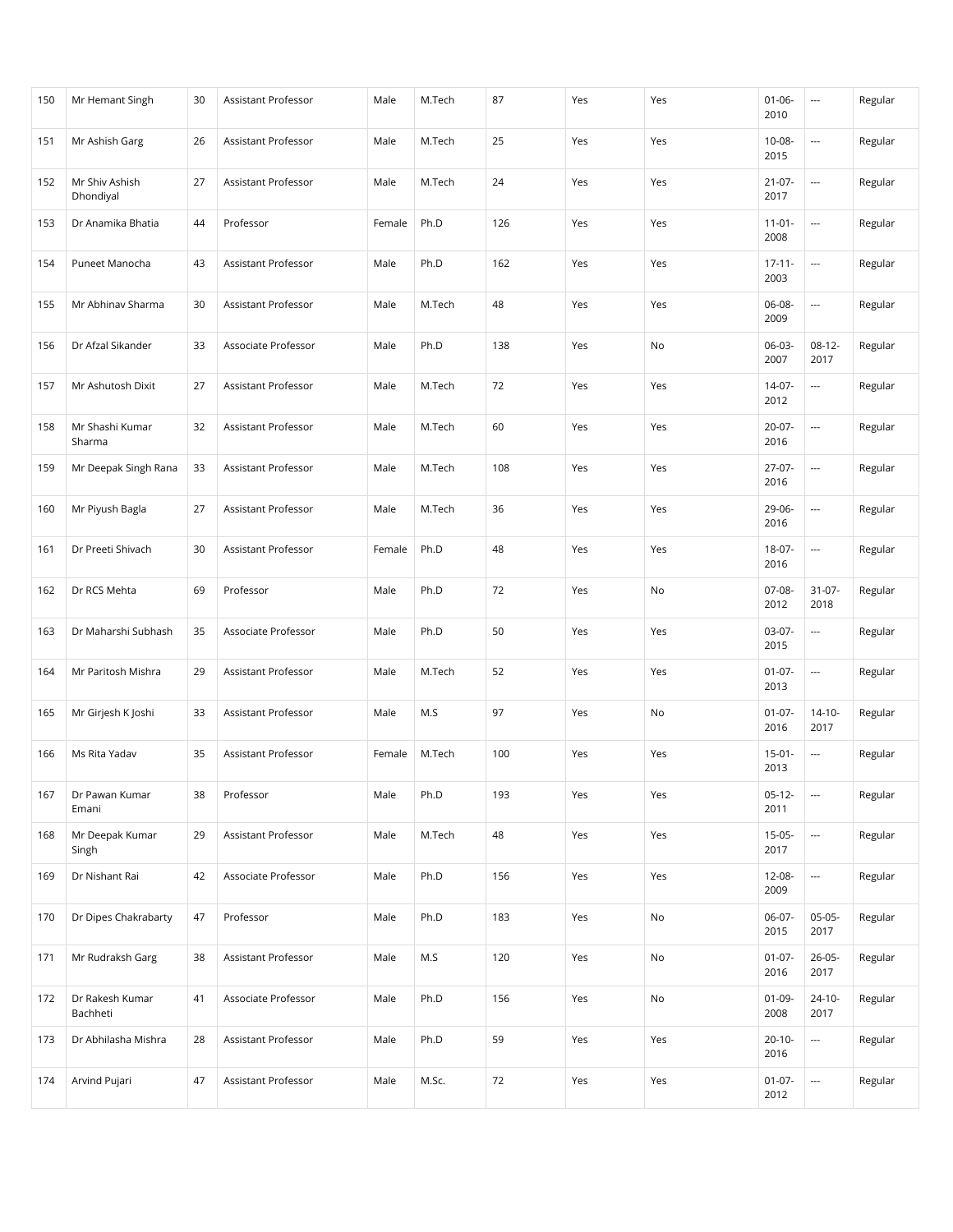| | | | | | | | | | | | |
|---|---|---|---|---|---|---|---|---|---|---|---|
| 150 | Mr Hemant Singh | 30 | Assistant Professor | Male | M.Tech | 87 | Yes | Yes | 01-06-2010 | --- | Regular |
| 151 | Mr Ashish Garg | 26 | Assistant Professor | Male | M.Tech | 25 | Yes | Yes | 10-08-2015 | --- | Regular |
| 152 | Mr Shiv Ashish Dhondiyal | 27 | Assistant Professor | Male | M.Tech | 24 | Yes | Yes | 21-07-2017 | --- | Regular |
| 153 | Dr Anamika Bhatia | 44 | Professor | Female | Ph.D | 126 | Yes | Yes | 11-01-2008 | --- | Regular |
| 154 | Puneet Manocha | 43 | Assistant Professor | Male | Ph.D | 162 | Yes | Yes | 17-11-2003 | --- | Regular |
| 155 | Mr Abhinav Sharma | 30 | Assistant Professor | Male | M.Tech | 48 | Yes | Yes | 06-08-2009 | --- | Regular |
| 156 | Dr Afzal Sikander | 33 | Associate Professor | Male | Ph.D | 138 | Yes | No | 06-03-2007 | 08-12-2017 | Regular |
| 157 | Mr Ashutosh Dixit | 27 | Assistant Professor | Male | M.Tech | 72 | Yes | Yes | 14-07-2012 | --- | Regular |
| 158 | Mr Shashi Kumar Sharma | 32 | Assistant Professor | Male | M.Tech | 60 | Yes | Yes | 20-07-2016 | --- | Regular |
| 159 | Mr Deepak Singh Rana | 33 | Assistant Professor | Male | M.Tech | 108 | Yes | Yes | 27-07-2016 | --- | Regular |
| 160 | Mr Piyush Bagla | 27 | Assistant Professor | Male | M.Tech | 36 | Yes | Yes | 29-06-2016 | --- | Regular |
| 161 | Dr Preeti Shivach | 30 | Assistant Professor | Female | Ph.D | 48 | Yes | Yes | 18-07-2016 | --- | Regular |
| 162 | Dr RCS Mehta | 69 | Professor | Male | Ph.D | 72 | Yes | No | 07-08-2012 | 31-07-2018 | Regular |
| 163 | Dr Maharshi Subhash | 35 | Associate Professor | Male | Ph.D | 50 | Yes | Yes | 03-07-2015 | --- | Regular |
| 164 | Mr Paritosh Mishra | 29 | Assistant Professor | Male | M.Tech | 52 | Yes | Yes | 01-07-2013 | --- | Regular |
| 165 | Mr Girjesh K Joshi | 33 | Assistant Professor | Male | M.S | 97 | Yes | No | 01-07-2016 | 14-10-2017 | Regular |
| 166 | Ms Rita Yadav | 35 | Assistant Professor | Female | M.Tech | 100 | Yes | Yes | 15-01-2013 | --- | Regular |
| 167 | Dr Pawan Kumar Emani | 38 | Professor | Male | Ph.D | 193 | Yes | Yes | 05-12-2011 | --- | Regular |
| 168 | Mr Deepak Kumar Singh | 29 | Assistant Professor | Male | M.Tech | 48 | Yes | Yes | 15-05-2017 | --- | Regular |
| 169 | Dr Nishant Rai | 42 | Associate Professor | Male | Ph.D | 156 | Yes | Yes | 12-08-2009 | --- | Regular |
| 170 | Dr Dipes Chakrabarty | 47 | Professor | Male | Ph.D | 183 | Yes | No | 06-07-2015 | 05-05-2017 | Regular |
| 171 | Mr Rudraksh Garg | 38 | Assistant Professor | Male | M.S | 120 | Yes | No | 01-07-2016 | 26-05-2017 | Regular |
| 172 | Dr Rakesh Kumar Bachheti | 41 | Associate Professor | Male | Ph.D | 156 | Yes | No | 01-09-2008 | 24-10-2017 | Regular |
| 173 | Dr Abhilasha Mishra | 28 | Assistant Professor | Male | Ph.D | 59 | Yes | Yes | 20-10-2016 | --- | Regular |
| 174 | Arvind Pujari | 47 | Assistant Professor | Male | M.Sc. | 72 | Yes | Yes | 01-07-2012 | --- | Regular |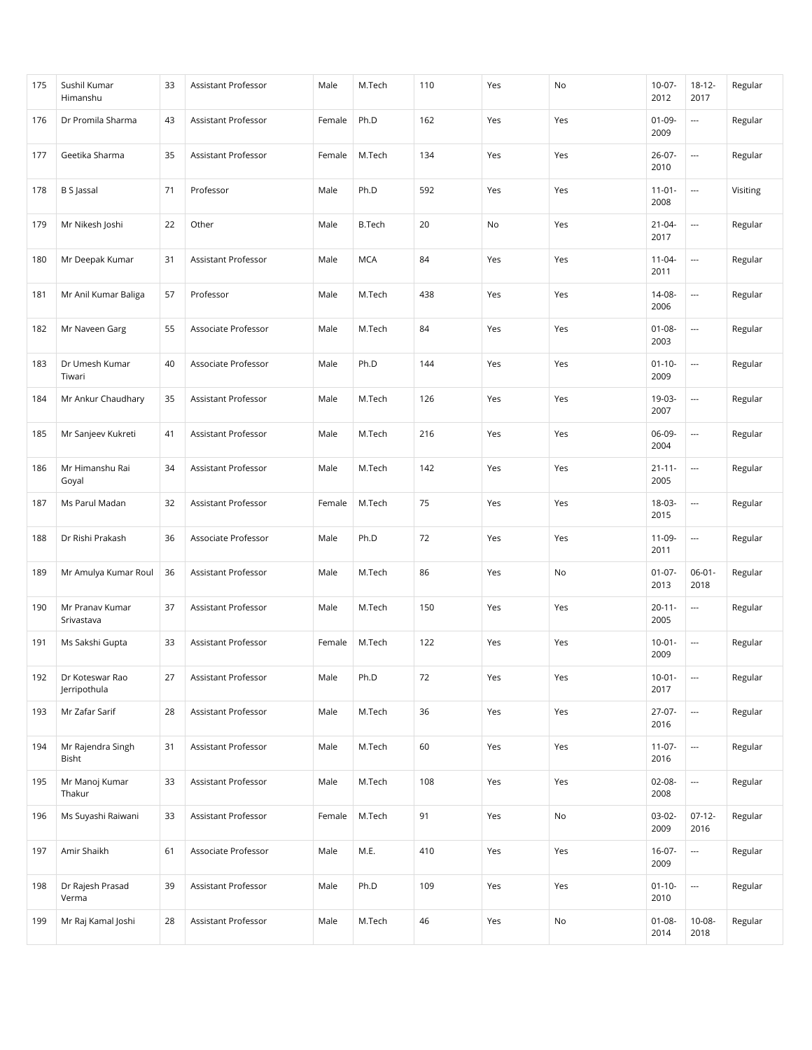| | | | | | | | | | | | |
|---|---|---|---|---|---|---|---|---|---|---|---|
| 175 | Sushil Kumar Himanshu | 33 | Assistant Professor | Male | M.Tech | 110 | Yes | No | 10-07-2012 | 18-12-2017 | Regular |
| 176 | Dr Promila Sharma | 43 | Assistant Professor | Female | Ph.D | 162 | Yes | Yes | 01-09-2009 | --- | Regular |
| 177 | Geetika Sharma | 35 | Assistant Professor | Female | M.Tech | 134 | Yes | Yes | 26-07-2010 | --- | Regular |
| 178 | B S Jassal | 71 | Professor | Male | Ph.D | 592 | Yes | Yes | 11-01-2008 | --- | Visiting |
| 179 | Mr Nikesh Joshi | 22 | Other | Male | B.Tech | 20 | No | Yes | 21-04-2017 | --- | Regular |
| 180 | Mr Deepak Kumar | 31 | Assistant Professor | Male | MCA | 84 | Yes | Yes | 11-04-2011 | --- | Regular |
| 181 | Mr Anil Kumar Baliga | 57 | Professor | Male | M.Tech | 438 | Yes | Yes | 14-08-2006 | --- | Regular |
| 182 | Mr Naveen Garg | 55 | Associate Professor | Male | M.Tech | 84 | Yes | Yes | 01-08-2003 | --- | Regular |
| 183 | Dr Umesh Kumar Tiwari | 40 | Associate Professor | Male | Ph.D | 144 | Yes | Yes | 01-10-2009 | --- | Regular |
| 184 | Mr Ankur Chaudhary | 35 | Assistant Professor | Male | M.Tech | 126 | Yes | Yes | 19-03-2007 | --- | Regular |
| 185 | Mr Sanjeev Kukreti | 41 | Assistant Professor | Male | M.Tech | 216 | Yes | Yes | 06-09-2004 | --- | Regular |
| 186 | Mr Himanshu Rai Goyal | 34 | Assistant Professor | Male | M.Tech | 142 | Yes | Yes | 21-11-2005 | --- | Regular |
| 187 | Ms Parul Madan | 32 | Assistant Professor | Female | M.Tech | 75 | Yes | Yes | 18-03-2015 | --- | Regular |
| 188 | Dr Rishi Prakash | 36 | Associate Professor | Male | Ph.D | 72 | Yes | Yes | 11-09-2011 | --- | Regular |
| 189 | Mr Amulya Kumar Roul | 36 | Assistant Professor | Male | M.Tech | 86 | Yes | No | 01-07-2013 | 06-01-2018 | Regular |
| 190 | Mr Pranav Kumar Srivastava | 37 | Assistant Professor | Male | M.Tech | 150 | Yes | Yes | 20-11-2005 | --- | Regular |
| 191 | Ms Sakshi Gupta | 33 | Assistant Professor | Female | M.Tech | 122 | Yes | Yes | 10-01-2009 | --- | Regular |
| 192 | Dr Koteswar Rao Jerripothula | 27 | Assistant Professor | Male | Ph.D | 72 | Yes | Yes | 10-01-2017 | --- | Regular |
| 193 | Mr Zafar Sarif | 28 | Assistant Professor | Male | M.Tech | 36 | Yes | Yes | 27-07-2016 | --- | Regular |
| 194 | Mr Rajendra Singh Bisht | 31 | Assistant Professor | Male | M.Tech | 60 | Yes | Yes | 11-07-2016 | --- | Regular |
| 195 | Mr Manoj Kumar Thakur | 33 | Assistant Professor | Male | M.Tech | 108 | Yes | Yes | 02-08-2008 | --- | Regular |
| 196 | Ms Suyashi Raiwani | 33 | Assistant Professor | Female | M.Tech | 91 | Yes | No | 03-02-2009 | 07-12-2016 | Regular |
| 197 | Amir Shaikh | 61 | Associate Professor | Male | M.E. | 410 | Yes | Yes | 16-07-2009 | --- | Regular |
| 198 | Dr Rajesh Prasad Verma | 39 | Assistant Professor | Male | Ph.D | 109 | Yes | Yes | 01-10-2010 | --- | Regular |
| 199 | Mr Raj Kamal Joshi | 28 | Assistant Professor | Male | M.Tech | 46 | Yes | No | 01-08-2014 | 10-08-2018 | Regular |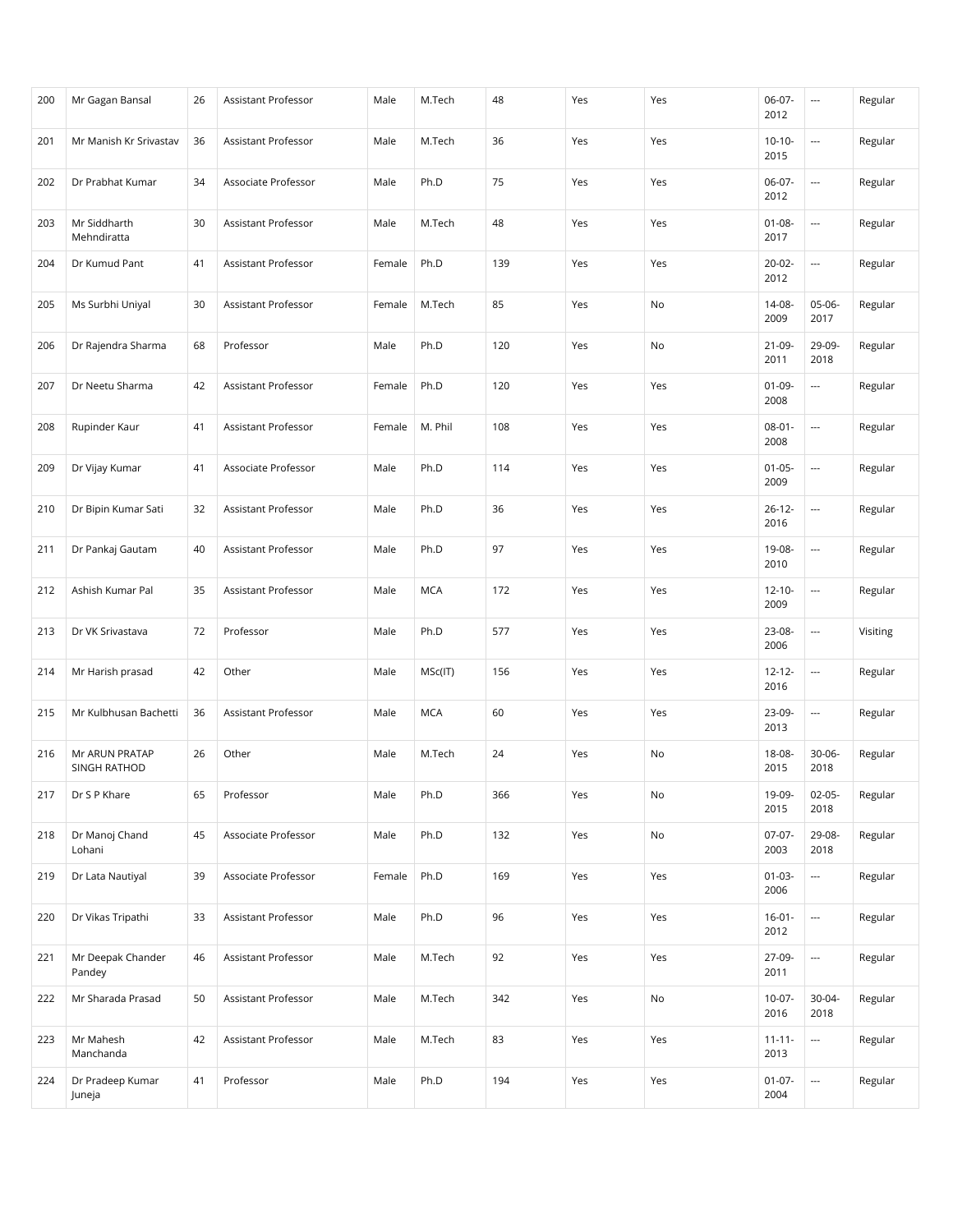| | | | | | | | | | | | |
|---|---|---|---|---|---|---|---|---|---|---|---|
| 200 | Mr Gagan Bansal | 26 | Assistant Professor | Male | M.Tech | 48 | Yes | Yes | 06-07-2012 | --- | Regular |
| 201 | Mr Manish Kr Srivastav | 36 | Assistant Professor | Male | M.Tech | 36 | Yes | Yes | 10-10-2015 | --- | Regular |
| 202 | Dr Prabhat Kumar | 34 | Associate Professor | Male | Ph.D | 75 | Yes | Yes | 06-07-2012 | --- | Regular |
| 203 | Mr Siddharth Mehndiratta | 30 | Assistant Professor | Male | M.Tech | 48 | Yes | Yes | 01-08-2017 | --- | Regular |
| 204 | Dr Kumud Pant | 41 | Assistant Professor | Female | Ph.D | 139 | Yes | Yes | 20-02-2012 | --- | Regular |
| 205 | Ms Surbhi Uniyal | 30 | Assistant Professor | Female | M.Tech | 85 | Yes | No | 14-08-2009 | 05-06-2017 | Regular |
| 206 | Dr Rajendra Sharma | 68 | Professor | Male | Ph.D | 120 | Yes | No | 21-09-2011 | 29-09-2018 | Regular |
| 207 | Dr Neetu Sharma | 42 | Assistant Professor | Female | Ph.D | 120 | Yes | Yes | 01-09-2008 | --- | Regular |
| 208 | Rupinder Kaur | 41 | Assistant Professor | Female | M. Phil | 108 | Yes | Yes | 08-01-2008 | --- | Regular |
| 209 | Dr Vijay Kumar | 41 | Associate Professor | Male | Ph.D | 114 | Yes | Yes | 01-05-2009 | --- | Regular |
| 210 | Dr Bipin Kumar Sati | 32 | Assistant Professor | Male | Ph.D | 36 | Yes | Yes | 26-12-2016 | --- | Regular |
| 211 | Dr Pankaj Gautam | 40 | Assistant Professor | Male | Ph.D | 97 | Yes | Yes | 19-08-2010 | --- | Regular |
| 212 | Ashish Kumar Pal | 35 | Assistant Professor | Male | MCA | 172 | Yes | Yes | 12-10-2009 | --- | Regular |
| 213 | Dr VK Srivastava | 72 | Professor | Male | Ph.D | 577 | Yes | Yes | 23-08-2006 | --- | Visiting |
| 214 | Mr Harish prasad | 42 | Other | Male | MSc(IT) | 156 | Yes | Yes | 12-12-2016 | --- | Regular |
| 215 | Mr Kulbhusan Bachetti | 36 | Assistant Professor | Male | MCA | 60 | Yes | Yes | 23-09-2013 | --- | Regular |
| 216 | Mr ARUN PRATAP SINGH RATHOD | 26 | Other | Male | M.Tech | 24 | Yes | No | 18-08-2015 | 30-06-2018 | Regular |
| 217 | Dr S P Khare | 65 | Professor | Male | Ph.D | 366 | Yes | No | 19-09-2015 | 02-05-2018 | Regular |
| 218 | Dr Manoj Chand Lohani | 45 | Associate Professor | Male | Ph.D | 132 | Yes | No | 07-07-2003 | 29-08-2018 | Regular |
| 219 | Dr Lata Nautiyal | 39 | Associate Professor | Female | Ph.D | 169 | Yes | Yes | 01-03-2006 | --- | Regular |
| 220 | Dr Vikas Tripathi | 33 | Assistant Professor | Male | Ph.D | 96 | Yes | Yes | 16-01-2012 | --- | Regular |
| 221 | Mr Deepak Chander Pandey | 46 | Assistant Professor | Male | M.Tech | 92 | Yes | Yes | 27-09-2011 | --- | Regular |
| 222 | Mr Sharada Prasad | 50 | Assistant Professor | Male | M.Tech | 342 | Yes | No | 10-07-2016 | 30-04-2018 | Regular |
| 223 | Mr Mahesh Manchanda | 42 | Assistant Professor | Male | M.Tech | 83 | Yes | Yes | 11-11-2013 | --- | Regular |
| 224 | Dr Pradeep Kumar Juneja | 41 | Professor | Male | Ph.D | 194 | Yes | Yes | 01-07-2004 | --- | Regular |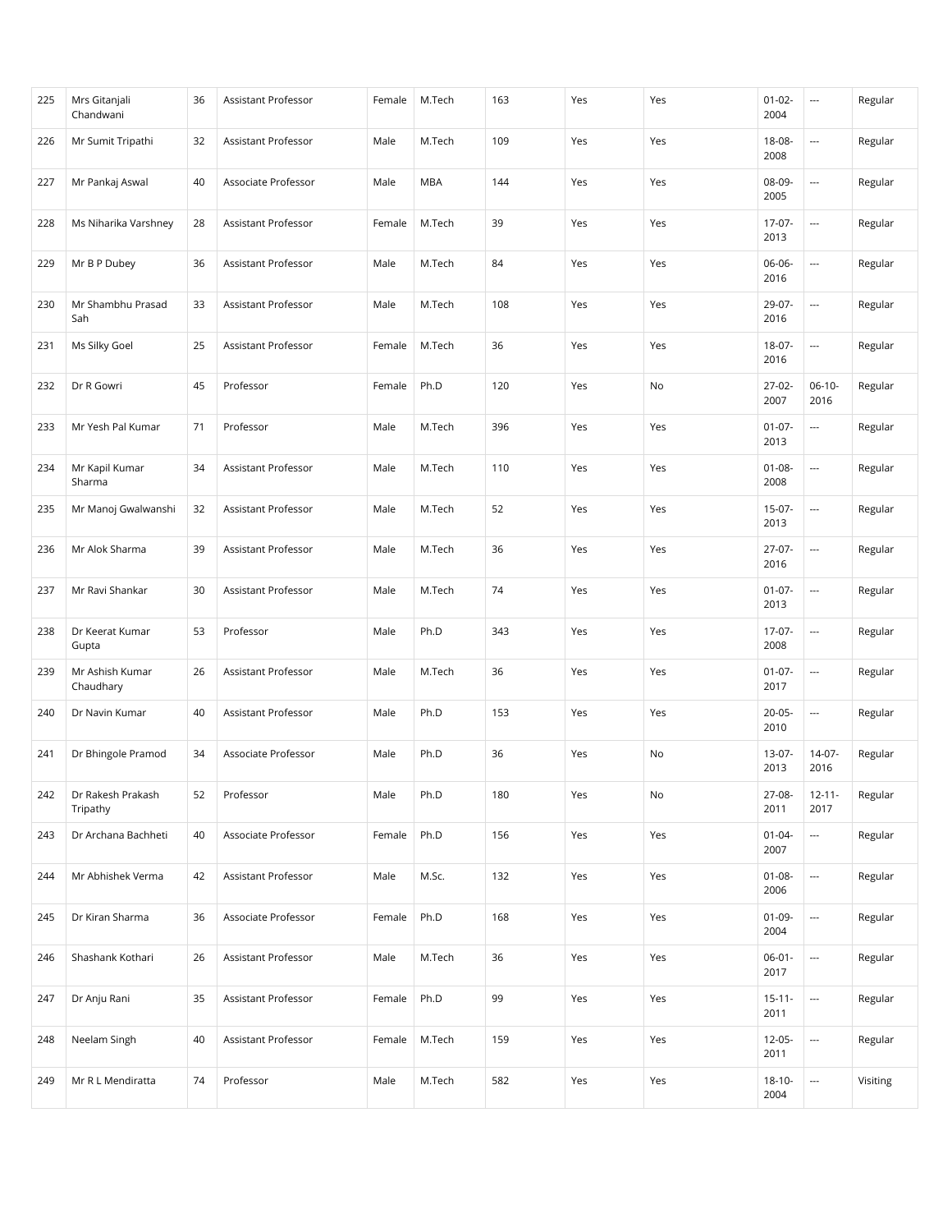| | | | | | | | | | | | |
|---|---|---|---|---|---|---|---|---|---|---|---|
| 225 | Mrs Gitanjali Chandwani | 36 | Assistant Professor | Female | M.Tech | 163 | Yes | Yes | 01-02-2004 | --- | Regular |
| 226 | Mr Sumit Tripathi | 32 | Assistant Professor | Male | M.Tech | 109 | Yes | Yes | 18-08-2008 | --- | Regular |
| 227 | Mr Pankaj Aswal | 40 | Associate Professor | Male | MBA | 144 | Yes | Yes | 08-09-2005 | --- | Regular |
| 228 | Ms Niharika Varshney | 28 | Assistant Professor | Female | M.Tech | 39 | Yes | Yes | 17-07-2013 | --- | Regular |
| 229 | Mr B P Dubey | 36 | Assistant Professor | Male | M.Tech | 84 | Yes | Yes | 06-06-2016 | --- | Regular |
| 230 | Mr Shambhu Prasad Sah | 33 | Assistant Professor | Male | M.Tech | 108 | Yes | Yes | 29-07-2016 | --- | Regular |
| 231 | Ms Silky Goel | 25 | Assistant Professor | Female | M.Tech | 36 | Yes | Yes | 18-07-2016 | --- | Regular |
| 232 | Dr R Gowri | 45 | Professor | Female | Ph.D | 120 | Yes | No | 27-02-2007 | 06-10-2016 | Regular |
| 233 | Mr Yesh Pal Kumar | 71 | Professor | Male | M.Tech | 396 | Yes | Yes | 01-07-2013 | --- | Regular |
| 234 | Mr Kapil Kumar Sharma | 34 | Assistant Professor | Male | M.Tech | 110 | Yes | Yes | 01-08-2008 | --- | Regular |
| 235 | Mr Manoj Gwalwanshi | 32 | Assistant Professor | Male | M.Tech | 52 | Yes | Yes | 15-07-2013 | --- | Regular |
| 236 | Mr Alok Sharma | 39 | Assistant Professor | Male | M.Tech | 36 | Yes | Yes | 27-07-2016 | --- | Regular |
| 237 | Mr Ravi Shankar | 30 | Assistant Professor | Male | M.Tech | 74 | Yes | Yes | 01-07-2013 | --- | Regular |
| 238 | Dr Keerat Kumar Gupta | 53 | Professor | Male | Ph.D | 343 | Yes | Yes | 17-07-2008 | --- | Regular |
| 239 | Mr Ashish Kumar Chaudhary | 26 | Assistant Professor | Male | M.Tech | 36 | Yes | Yes | 01-07-2017 | --- | Regular |
| 240 | Dr Navin Kumar | 40 | Assistant Professor | Male | Ph.D | 153 | Yes | Yes | 20-05-2010 | --- | Regular |
| 241 | Dr Bhingole Pramod | 34 | Associate Professor | Male | Ph.D | 36 | Yes | No | 13-07-2013 | 14-07-2016 | Regular |
| 242 | Dr Rakesh Prakash Tripathy | 52 | Professor | Male | Ph.D | 180 | Yes | No | 27-08-2011 | 12-11-2017 | Regular |
| 243 | Dr Archana Bachheti | 40 | Associate Professor | Female | Ph.D | 156 | Yes | Yes | 01-04-2007 | --- | Regular |
| 244 | Mr Abhishek Verma | 42 | Assistant Professor | Male | M.Sc. | 132 | Yes | Yes | 01-08-2006 | --- | Regular |
| 245 | Dr Kiran Sharma | 36 | Associate Professor | Female | Ph.D | 168 | Yes | Yes | 01-09-2004 | --- | Regular |
| 246 | Shashank Kothari | 26 | Assistant Professor | Male | M.Tech | 36 | Yes | Yes | 06-01-2017 | --- | Regular |
| 247 | Dr Anju Rani | 35 | Assistant Professor | Female | Ph.D | 99 | Yes | Yes | 15-11-2011 | --- | Regular |
| 248 | Neelam Singh | 40 | Assistant Professor | Female | M.Tech | 159 | Yes | Yes | 12-05-2011 | --- | Regular |
| 249 | Mr R L Mendiratta | 74 | Professor | Male | M.Tech | 582 | Yes | Yes | 18-10-2004 | --- | Visiting |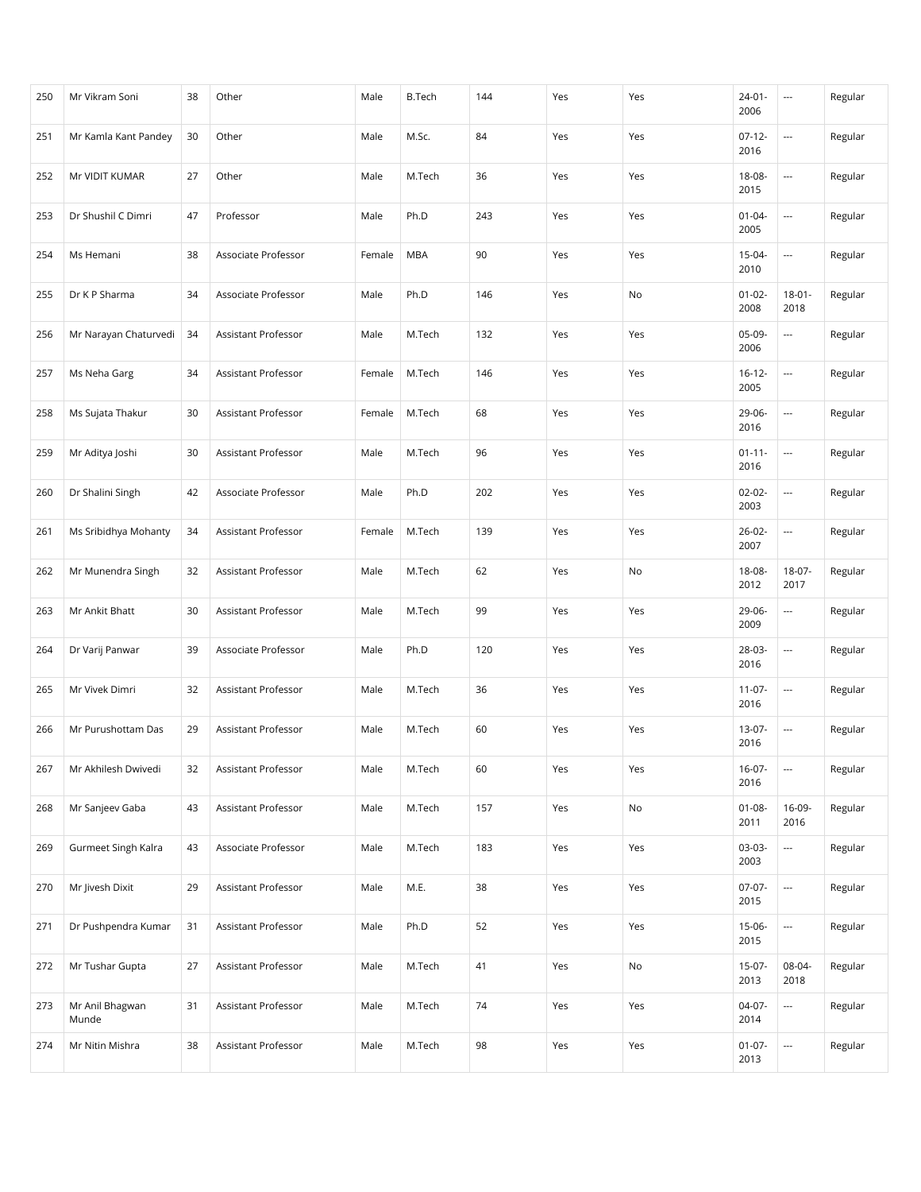| 250 | Mr Vikram Soni | 38 | Other | Male | B.Tech | 144 | Yes | Yes | 24-01-2006 | --- | Regular |
|---|---|---|---|---|---|---|---|---|---|---|---|
| 251 | Mr Kamla Kant Pandey | 30 | Other | Male | M.Sc. | 84 | Yes | Yes | 07-12-2016 | --- | Regular |
| 252 | Mr VIDIT KUMAR | 27 | Other | Male | M.Tech | 36 | Yes | Yes | 18-08-2015 | --- | Regular |
| 253 | Dr Shushil C Dimri | 47 | Professor | Male | Ph.D | 243 | Yes | Yes | 01-04-2005 | --- | Regular |
| 254 | Ms Hemani | 38 | Associate Professor | Female | MBA | 90 | Yes | Yes | 15-04-2010 | --- | Regular |
| 255 | Dr K P Sharma | 34 | Associate Professor | Male | Ph.D | 146 | Yes | No | 01-02-2008 | 18-01-2018 | Regular |
| 256 | Mr Narayan Chaturvedi | 34 | Assistant Professor | Male | M.Tech | 132 | Yes | Yes | 05-09-2006 | --- | Regular |
| 257 | Ms Neha Garg | 34 | Assistant Professor | Female | M.Tech | 146 | Yes | Yes | 16-12-2005 | --- | Regular |
| 258 | Ms Sujata Thakur | 30 | Assistant Professor | Female | M.Tech | 68 | Yes | Yes | 29-06-2016 | --- | Regular |
| 259 | Mr Aditya Joshi | 30 | Assistant Professor | Male | M.Tech | 96 | Yes | Yes | 01-11-2016 | --- | Regular |
| 260 | Dr Shalini Singh | 42 | Associate Professor | Male | Ph.D | 202 | Yes | Yes | 02-02-2003 | --- | Regular |
| 261 | Ms Sribidhya Mohanty | 34 | Assistant Professor | Female | M.Tech | 139 | Yes | Yes | 26-02-2007 | --- | Regular |
| 262 | Mr Munendra Singh | 32 | Assistant Professor | Male | M.Tech | 62 | Yes | No | 18-08-2012 | 18-07-2017 | Regular |
| 263 | Mr Ankit Bhatt | 30 | Assistant Professor | Male | M.Tech | 99 | Yes | Yes | 29-06-2009 | --- | Regular |
| 264 | Dr Varij Panwar | 39 | Associate Professor | Male | Ph.D | 120 | Yes | Yes | 28-03-2016 | --- | Regular |
| 265 | Mr Vivek Dimri | 32 | Assistant Professor | Male | M.Tech | 36 | Yes | Yes | 11-07-2016 | --- | Regular |
| 266 | Mr Purushottam Das | 29 | Assistant Professor | Male | M.Tech | 60 | Yes | Yes | 13-07-2016 | --- | Regular |
| 267 | Mr Akhilesh Dwivedi | 32 | Assistant Professor | Male | M.Tech | 60 | Yes | Yes | 16-07-2016 | --- | Regular |
| 268 | Mr Sanjeev Gaba | 43 | Assistant Professor | Male | M.Tech | 157 | Yes | No | 01-08-2011 | 16-09-2016 | Regular |
| 269 | Gurmeet Singh Kalra | 43 | Associate Professor | Male | M.Tech | 183 | Yes | Yes | 03-03-2003 | --- | Regular |
| 270 | Mr Jivesh Dixit | 29 | Assistant Professor | Male | M.E. | 38 | Yes | Yes | 07-07-2015 | --- | Regular |
| 271 | Dr Pushpendra Kumar | 31 | Assistant Professor | Male | Ph.D | 52 | Yes | Yes | 15-06-2015 | --- | Regular |
| 272 | Mr Tushar Gupta | 27 | Assistant Professor | Male | M.Tech | 41 | Yes | No | 15-07-2013 | 08-04-2018 | Regular |
| 273 | Mr Anil Bhagwan Munde | 31 | Assistant Professor | Male | M.Tech | 74 | Yes | Yes | 04-07-2014 | --- | Regular |
| 274 | Mr Nitin Mishra | 38 | Assistant Professor | Male | M.Tech | 98 | Yes | Yes | 01-07-2013 | --- | Regular |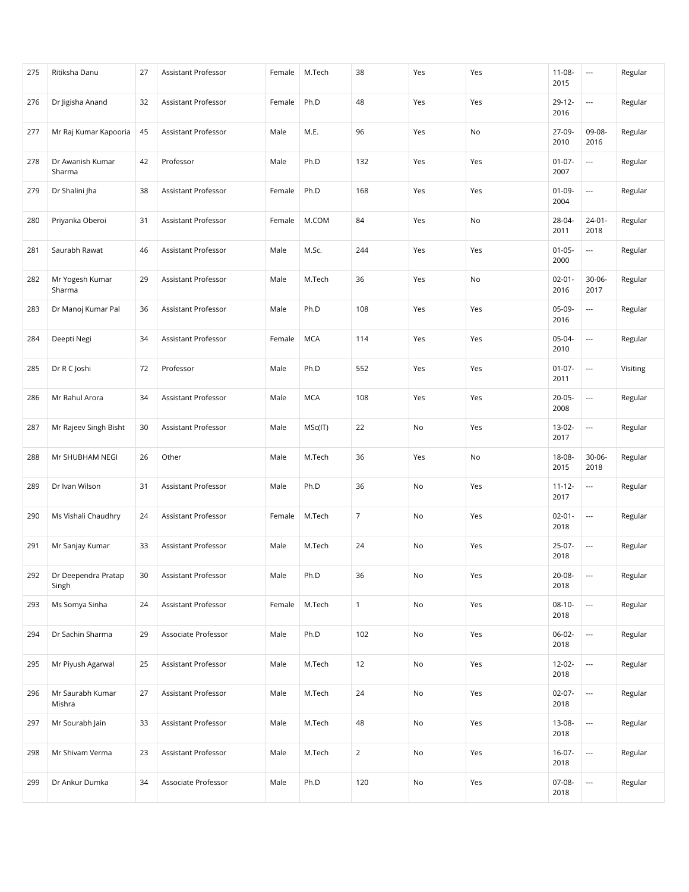| | | | | | | | | | | | |
|---|---|---|---|---|---|---|---|---|---|---|---|
| 275 | Ritiksha Danu | 27 | Assistant Professor | Female | M.Tech | 38 | Yes | Yes | 11-08-2015 | --- | Regular |
| 276 | Dr Jigisha Anand | 32 | Assistant Professor | Female | Ph.D | 48 | Yes | Yes | 29-12-2016 | --- | Regular |
| 277 | Mr Raj Kumar Kapooria | 45 | Assistant Professor | Male | M.E. | 96 | Yes | No | 27-09-2010 | 09-08-2016 | Regular |
| 278 | Dr Awanish Kumar Sharma | 42 | Professor | Male | Ph.D | 132 | Yes | Yes | 01-07-2007 | --- | Regular |
| 279 | Dr Shalini Jha | 38 | Assistant Professor | Female | Ph.D | 168 | Yes | Yes | 01-09-2004 | --- | Regular |
| 280 | Priyanka Oberoi | 31 | Assistant Professor | Female | M.COM | 84 | Yes | No | 28-04-2011 | 24-01-2018 | Regular |
| 281 | Saurabh Rawat | 46 | Assistant Professor | Male | M.Sc. | 244 | Yes | Yes | 01-05-2000 | --- | Regular |
| 282 | Mr Yogesh Kumar Sharma | 29 | Assistant Professor | Male | M.Tech | 36 | Yes | No | 02-01-2016 | 30-06-2017 | Regular |
| 283 | Dr Manoj Kumar Pal | 36 | Assistant Professor | Male | Ph.D | 108 | Yes | Yes | 05-09-2016 | --- | Regular |
| 284 | Deepti Negi | 34 | Assistant Professor | Female | MCA | 114 | Yes | Yes | 05-04-2010 | --- | Regular |
| 285 | Dr R C Joshi | 72 | Professor | Male | Ph.D | 552 | Yes | Yes | 01-07-2011 | --- | Visiting |
| 286 | Mr Rahul Arora | 34 | Assistant Professor | Male | MCA | 108 | Yes | Yes | 20-05-2008 | --- | Regular |
| 287 | Mr Rajeev Singh Bisht | 30 | Assistant Professor | Male | MSc(IT) | 22 | No | Yes | 13-02-2017 | --- | Regular |
| 288 | Mr SHUBHAM NEGI | 26 | Other | Male | M.Tech | 36 | Yes | No | 18-08-2015 | 30-06-2018 | Regular |
| 289 | Dr Ivan Wilson | 31 | Assistant Professor | Male | Ph.D | 36 | No | Yes | 11-12-2017 | --- | Regular |
| 290 | Ms Vishali Chaudhry | 24 | Assistant Professor | Female | M.Tech | 7 | No | Yes | 02-01-2018 | --- | Regular |
| 291 | Mr Sanjay Kumar | 33 | Assistant Professor | Male | M.Tech | 24 | No | Yes | 25-07-2018 | --- | Regular |
| 292 | Dr Deependra Pratap Singh | 30 | Assistant Professor | Male | Ph.D | 36 | No | Yes | 20-08-2018 | --- | Regular |
| 293 | Ms Somya Sinha | 24 | Assistant Professor | Female | M.Tech | 1 | No | Yes | 08-10-2018 | --- | Regular |
| 294 | Dr Sachin Sharma | 29 | Associate Professor | Male | Ph.D | 102 | No | Yes | 06-02-2018 | --- | Regular |
| 295 | Mr Piyush Agarwal | 25 | Assistant Professor | Male | M.Tech | 12 | No | Yes | 12-02-2018 | --- | Regular |
| 296 | Mr Saurabh Kumar Mishra | 27 | Assistant Professor | Male | M.Tech | 24 | No | Yes | 02-07-2018 | --- | Regular |
| 297 | Mr Sourabh Jain | 33 | Assistant Professor | Male | M.Tech | 48 | No | Yes | 13-08-2018 | --- | Regular |
| 298 | Mr Shivam Verma | 23 | Assistant Professor | Male | M.Tech | 2 | No | Yes | 16-07-2018 | --- | Regular |
| 299 | Dr Ankur Dumka | 34 | Associate Professor | Male | Ph.D | 120 | No | Yes | 07-08-2018 | --- | Regular |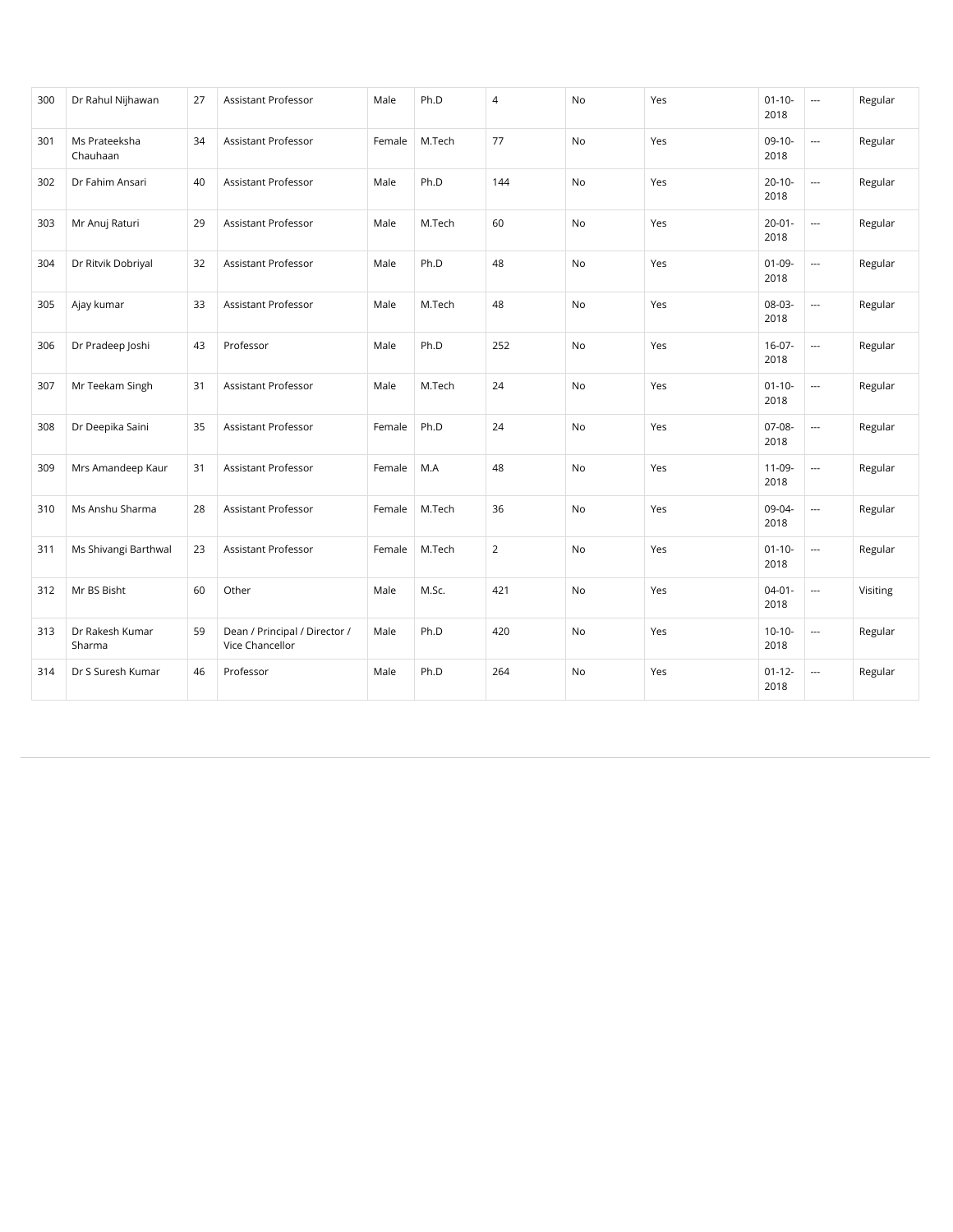| | | | | | | | | | | | |
|---|---|---|---|---|---|---|---|---|---|---|---|
| 300 | Dr Rahul Nijhawan | 27 | Assistant Professor | Male | Ph.D | 4 | No | Yes | 01-10-2018 | --- | Regular |
| 301 | Ms Prateeksha Chauhaan | 34 | Assistant Professor | Female | M.Tech | 77 | No | Yes | 09-10-2018 | --- | Regular |
| 302 | Dr Fahim Ansari | 40 | Assistant Professor | Male | Ph.D | 144 | No | Yes | 20-10-2018 | --- | Regular |
| 303 | Mr Anuj Raturi | 29 | Assistant Professor | Male | M.Tech | 60 | No | Yes | 20-01-2018 | --- | Regular |
| 304 | Dr Ritvik Dobriyal | 32 | Assistant Professor | Male | Ph.D | 48 | No | Yes | 01-09-2018 | --- | Regular |
| 305 | Ajay kumar | 33 | Assistant Professor | Male | M.Tech | 48 | No | Yes | 08-03-2018 | --- | Regular |
| 306 | Dr Pradeep Joshi | 43 | Professor | Male | Ph.D | 252 | No | Yes | 16-07-2018 | --- | Regular |
| 307 | Mr Teekam Singh | 31 | Assistant Professor | Male | M.Tech | 24 | No | Yes | 01-10-2018 | --- | Regular |
| 308 | Dr Deepika Saini | 35 | Assistant Professor | Female | Ph.D | 24 | No | Yes | 07-08-2018 | --- | Regular |
| 309 | Mrs Amandeep Kaur | 31 | Assistant Professor | Female | M.A | 48 | No | Yes | 11-09-2018 | --- | Regular |
| 310 | Ms Anshu Sharma | 28 | Assistant Professor | Female | M.Tech | 36 | No | Yes | 09-04-2018 | --- | Regular |
| 311 | Ms Shivangi Barthwal | 23 | Assistant Professor | Female | M.Tech | 2 | No | Yes | 01-10-2018 | --- | Regular |
| 312 | Mr BS Bisht | 60 | Other | Male | M.Sc. | 421 | No | Yes | 04-01-2018 | --- | Visiting |
| 313 | Dr Rakesh Kumar Sharma | 59 | Dean / Principal / Director / Vice Chancellor | Male | Ph.D | 420 | No | Yes | 10-10-2018 | --- | Regular |
| 314 | Dr S Suresh Kumar | 46 | Professor | Male | Ph.D | 264 | No | Yes | 01-12-2018 | --- | Regular |